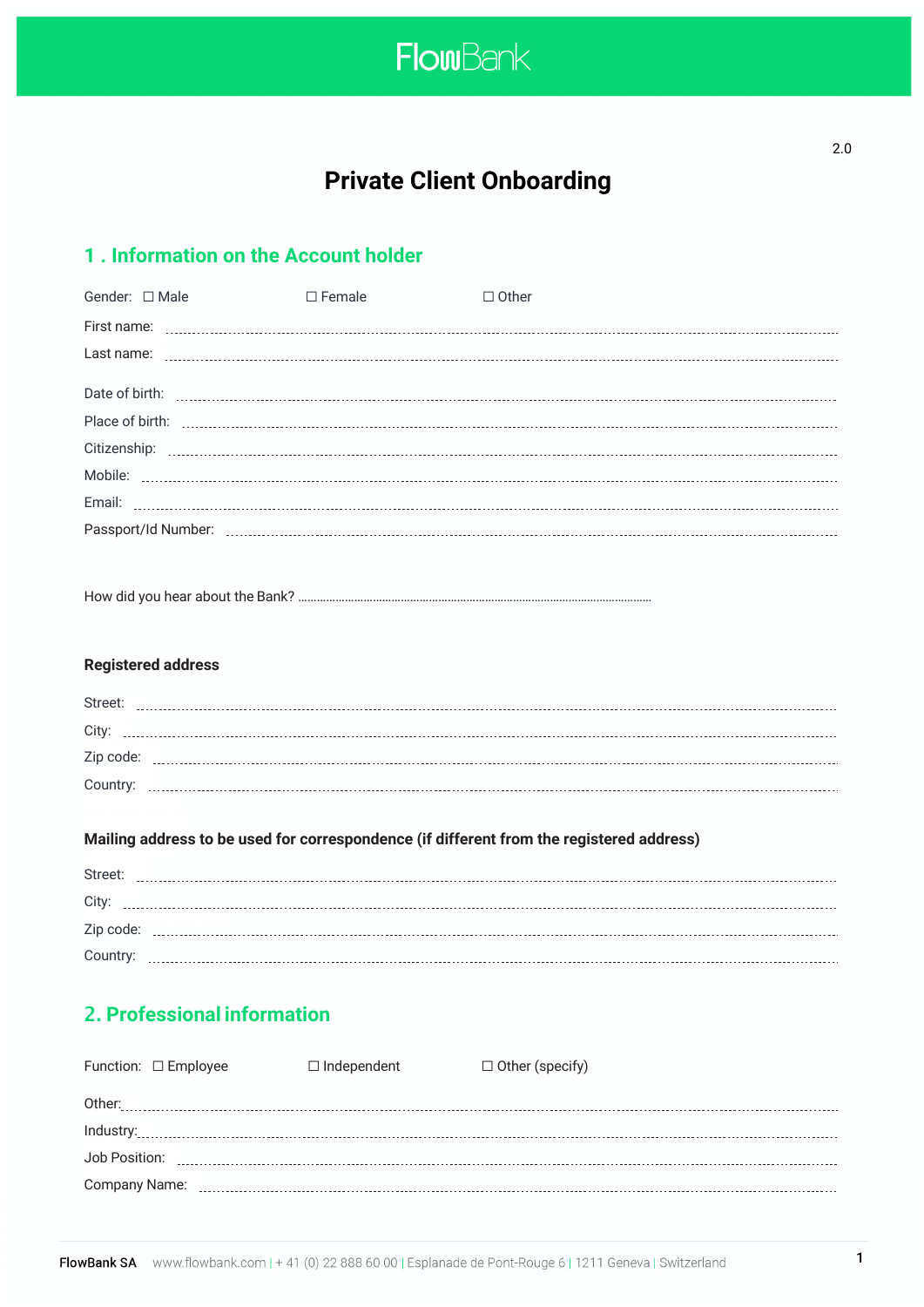FlowBank

2.0

# Private Client Onboarding

## 1 . Information on the Account holder

Gender: ☐ Male ☐ Female ☐ Other

First name: ..............................................................

Last name: ..............................................................

Date of birth: ..............................................................

Place of birth: ..............................................................

Citizenship: ..............................................................

Mobile: ..............................................................

Email: ..............................................................

Passport/Id Number: ..............................................................

How did you hear about the Bank? ..............................................................

### Registered address

Street: ..............................................................

City: ..............................................................

Zip code: ..............................................................

Country: ..............................................................

### Mailing address to be used for correspondence (if different from the registered address)

Street: ..............................................................

City: ..............................................................

Zip code: ..............................................................

Country: ..............................................................

## 2. Professional information

Function: ☐ Employee ☐ Independent ☐ Other (specify)

Other:..............................................................

Industry:..............................................................

Job Position: ..............................................................

Company Name: ..............................................................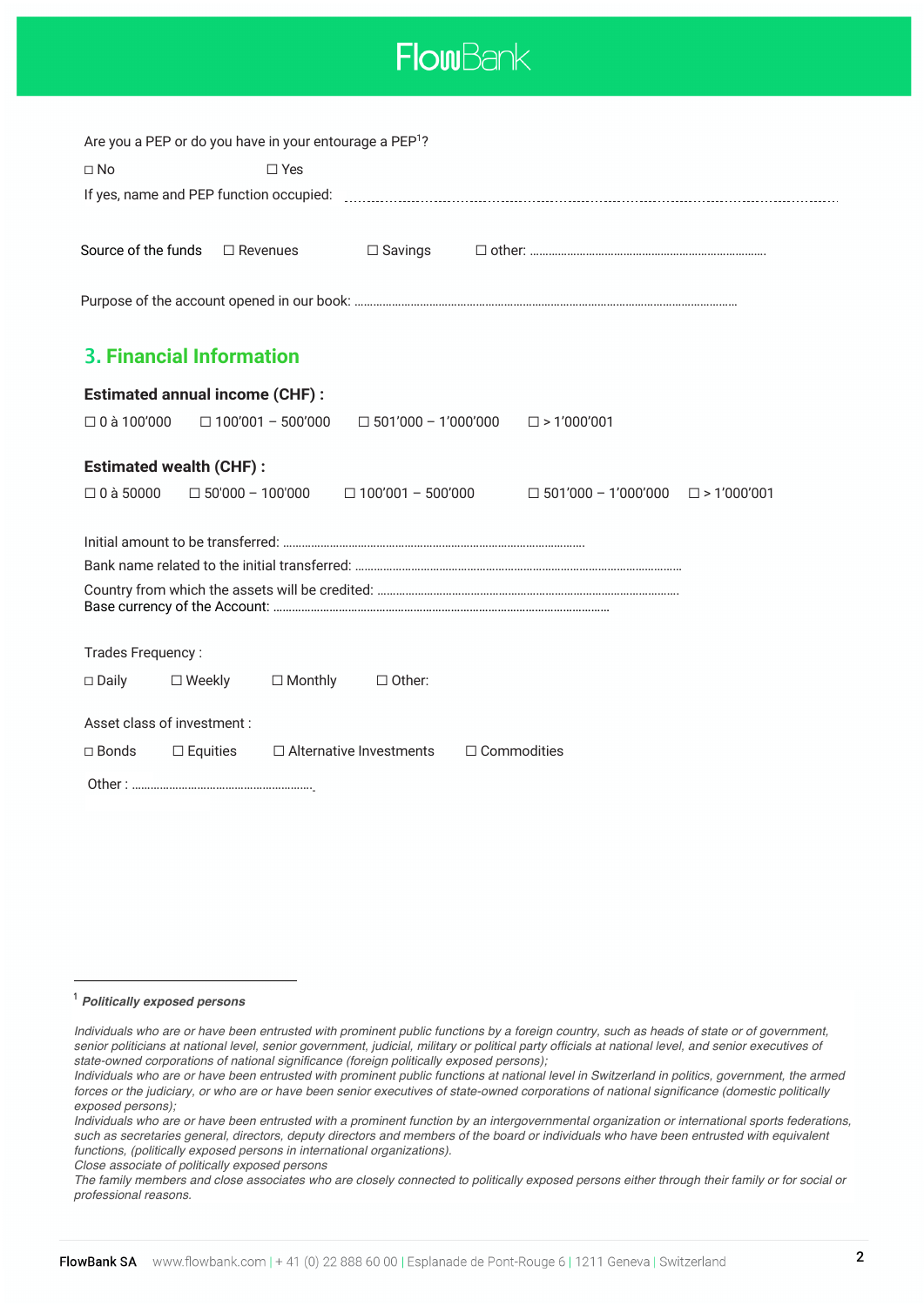Are you a PEP or do you have in your entourage a PEP[1]?

☐ No ☐ Yes

If yes, name and PEP function occupied: ..............................................................................................................

Source of the funds ☐ Revenues ☐ Savings ☐ other: ..........................................................................

Purpose of the account opened in our book: ..........................................................................................................................

## 3. Financial Information

**Estimated annual income (CHF) :**

☐ 0 à 100'000 ☐ 100'001 – 500'000 ☐ 501'000 – 1'000'000 ☐ > 1'000'001

**Estimated wealth (CHF) :**

☐ 0 à 50000 ☐ 50'000 – 100'000 ☐ 100'001 – 500'000 ☐ 501'000 – 1'000'000 ☐ > 1'000'001

Initial amount to be transferred: ..............................................................................................

Bank name related to the initial transferred: ..........................................................................................................

Country from which the assets will be credited: ..................................................................................................

Base currency of the Account: ..........................................................................................................

Trades Frequency :

☐ Daily ☐ Weekly ☐ Monthly ☐ Other:

Asset class of investment :

☐ Bonds ☐ Equities ☐ Alternative Investments ☐ Commodities

Other : .........................................................

---

[1] ***Politically exposed persons***

*Individuals who are or have been entrusted with prominent public functions by a foreign country, such as heads of state or of government, senior politicians at national level, senior government, judicial, military or political party officials at national level, and senior executives of state-owned corporations of national significance (foreign politically exposed persons);*
*Individuals who are or have been entrusted with prominent public functions at national level in Switzerland in politics, government, the armed forces or the judiciary, or who are or have been senior executives of state-owned corporations of national significance (domestic politically exposed persons);*
*Individuals who are or have been entrusted with a prominent function by an intergovernmental organization or international sports federations, such as secretaries general, directors, deputy directors and members of the board or individuals who have been entrusted with equivalent functions, (politically exposed persons in international organizations).*
*Close associate of politically exposed persons*
*The family members and close associates who are closely connected to politically exposed persons either through their family or for social or professional reasons.*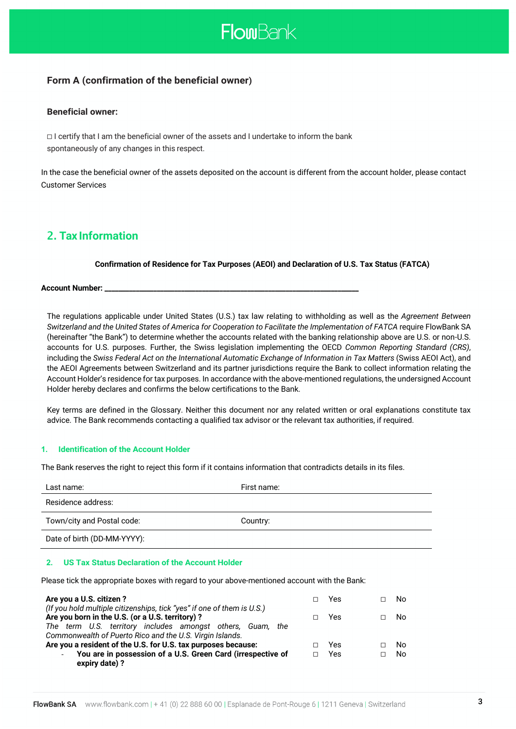### Form A (confirmation of the beneficial owner)

#### Beneficial owner:

☐ I certify that I am the beneficial owner of the assets and I undertake to inform the bank spontaneously of any changes in this respect.

In the case the beneficial owner of the assets deposited on the account is different from the account holder, please contact Customer Services

## 2. Tax Information

**Confirmation of Residence for Tax Purposes (AEOI) and Declaration of U.S. Tax Status (FATCA)**

**Account Number: ______________________________________________**

The regulations applicable under United States (U.S.) tax law relating to withholding as well as the *Agreement Between Switzerland and the United States of America for Cooperation to Facilitate the Implementation of FATCA* require FlowBank SA (hereinafter "the Bank") to determine whether the accounts related with the banking relationship above are U.S. or non-U.S. accounts for U.S. purposes. Further, the Swiss legislation implementing the OECD *Common Reporting Standard (CRS)*, including the *Swiss Federal Act on the International Automatic Exchange of Information in Tax Matters* (Swiss AEOI Act), and the AEOI Agreements between Switzerland and its partner jurisdictions require the Bank to collect information relating the Account Holder's residence for tax purposes. In accordance with the above-mentioned regulations, the undersigned Account Holder hereby declares and confirms the below certifications to the Bank.

Key terms are defined in the Glossary. Neither this document nor any related written or oral explanations constitute tax advice. The Bank recommends contacting a qualified tax advisor or the relevant tax authorities, if required.

### 1. Identification of the Account Holder

The Bank reserves the right to reject this form if it contains information that contradicts details in its files.

| | |
|---|---|
| Last name: | First name: |
| Residence address: | |
| Town/city and Postal code: | Country: |
| Date of birth (DD-MM-YYYY): | |

### 2. US Tax Status Declaration of the Account Holder

Please tick the appropriate boxes with regard to your above-mentioned account with the Bank:

| | | |
|---|---|---|
| **Are you a U.S. citizen ?**<br>*(If you hold multiple citizenships, tick "yes" if one of them is U.S.)* | ☐ Yes | ☐ No |
| **Are you born in the U.S. (or a U.S. territory) ?**<br>*The term U.S. territory includes amongst others, Guam, the Commonwealth of Puerto Rico and the U.S. Virgin Islands.* | ☐ Yes | ☐ No |
| **Are you a resident of the U.S. for U.S. tax purposes because:** | ☐ Yes | ☐ No |
| - **You are in possession of a U.S. Green Card (irrespective of expiry date) ?** | ☐ Yes | ☐ No |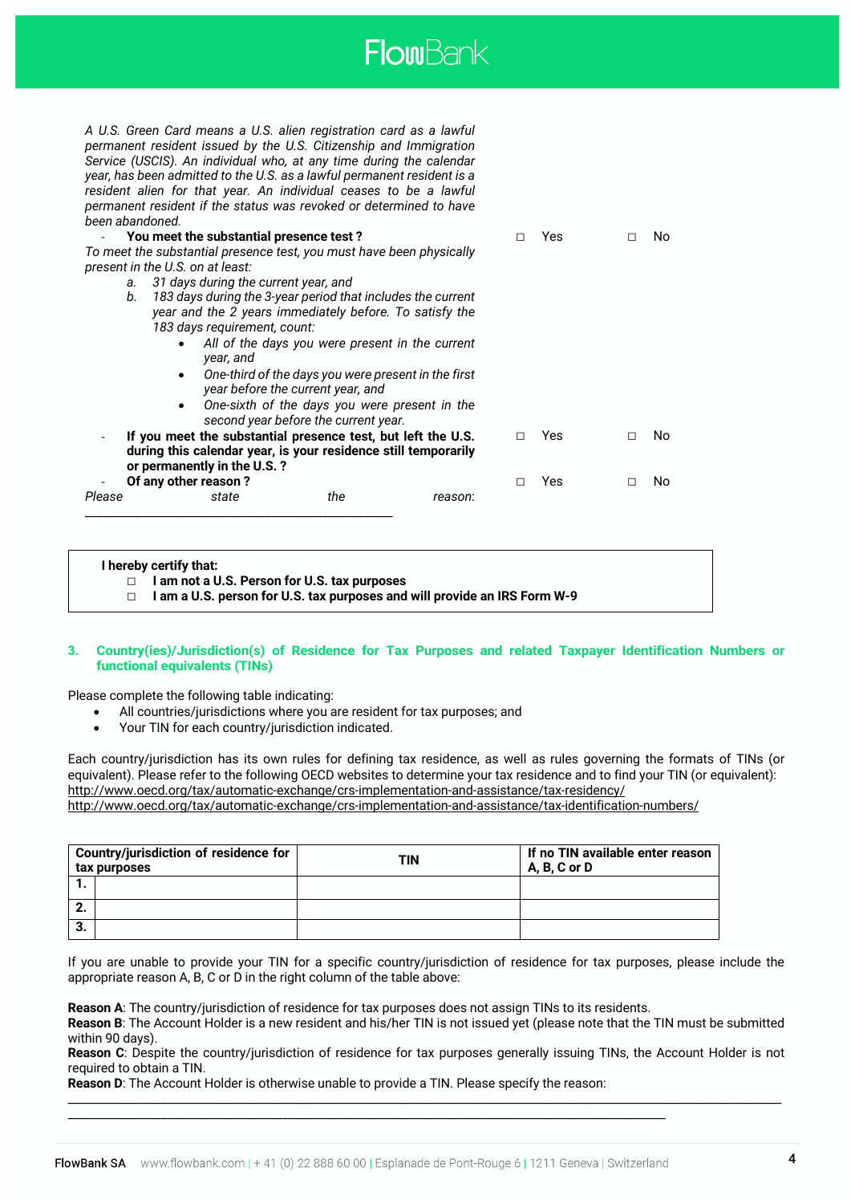*A U.S. Green Card means a U.S. alien registration card as a lawful permanent resident issued by the U.S. Citizenship and Immigration Service (USCIS). An individual who, at any time during the calendar year, has been admitted to the U.S. as a lawful permanent resident is a resident alien for that year. An individual ceases to be a lawful permanent resident if the status was revoked or determined to have been abandoned.*

- **You meet the substantial presence test ?** ☐ Yes ☐ No

*To meet the substantial presence test, you must have been physically present in the U.S. on at least:*

a. *31 days during the current year, and*
b. *183 days during the 3-year period that includes the current year and the 2 years immediately before. To satisfy the 183 days requirement, count:*
    - *All of the days you were present in the current year, and*
    - *One-third of the days you were present in the first year before the current year, and*
    - *One-sixth of the days you were present in the second year before the current year.*

- **If you meet the substantial presence test, but left the U.S. during this calendar year, is your residence still temporarily or permanently in the U.S. ?** ☐ Yes ☐ No
- **Of any other reason ?** ☐ Yes ☐ No

*Please state the reason:* \_\_\_\_\_\_\_\_\_\_\_\_\_\_\_\_\_\_\_\_\_\_\_\_\_\_\_\_\_\_\_\_\_\_\_\_\_\_\_\_\_\_\_\_

**I hereby certify that:**

☐ **I am not a U.S. Person for U.S. tax purposes**
☐ **I am a U.S. person for U.S. tax purposes and will provide an IRS Form W-9**

## 3. Country(ies)/Jurisdiction(s) of Residence for Tax Purposes and related Taxpayer Identification Numbers or functional equivalents (TINs)

Please complete the following table indicating:

- All countries/jurisdictions where you are resident for tax purposes; and
- Your TIN for each country/jurisdiction indicated.

Each country/jurisdiction has its own rules for defining tax residence, as well as rules governing the formats of TINs (or equivalent). Please refer to the following OECD websites to determine your tax residence and to find your TIN (or equivalent):
http://www.oecd.org/tax/automatic-exchange/crs-implementation-and-assistance/tax-residency/
http://www.oecd.org/tax/automatic-exchange/crs-implementation-and-assistance/tax-identification-numbers/

| Country/jurisdiction of residence for tax purposes | | TIN | If no TIN available enter reason A, B, C or D |
|---|---|---|---|
| 1. | | | |
| 2. | | | |
| 3. | | | |

If you are unable to provide your TIN for a specific country/jurisdiction of residence for tax purposes, please include the appropriate reason A, B, C or D in the right column of the table above:

**Reason A**: The country/jurisdiction of residence for tax purposes does not assign TINs to its residents.
**Reason B**: The Account Holder is a new resident and his/her TIN is not issued yet (please note that the TIN must be submitted within 90 days).
**Reason C**: Despite the country/jurisdiction of residence for tax purposes generally issuing TINs, the Account Holder is not required to obtain a TIN.
**Reason D**: The Account Holder is otherwise unable to provide a TIN. Please specify the reason:
\_\_\_\_\_\_\_\_\_\_\_\_\_\_\_\_\_\_\_\_\_\_\_\_\_\_\_\_\_\_\_\_\_\_\_\_\_\_\_\_\_\_\_\_\_\_\_\_\_\_\_\_\_\_\_\_\_\_\_\_\_\_\_\_\_\_\_\_\_\_\_\_\_\_\_\_\_\_\_\_\_\_\_\_\_\_\_\_\_\_\_\_\_\_
\_\_\_\_\_\_\_\_\_\_\_\_\_\_\_\_\_\_\_\_\_\_\_\_\_\_\_\_\_\_\_\_\_\_\_\_\_\_\_\_\_\_\_\_\_\_\_\_\_\_\_\_\_\_\_\_\_\_\_\_\_\_\_\_\_\_\_\_\_\_\_\_\_\_\_\_\_\_\_\_\_\_\_\_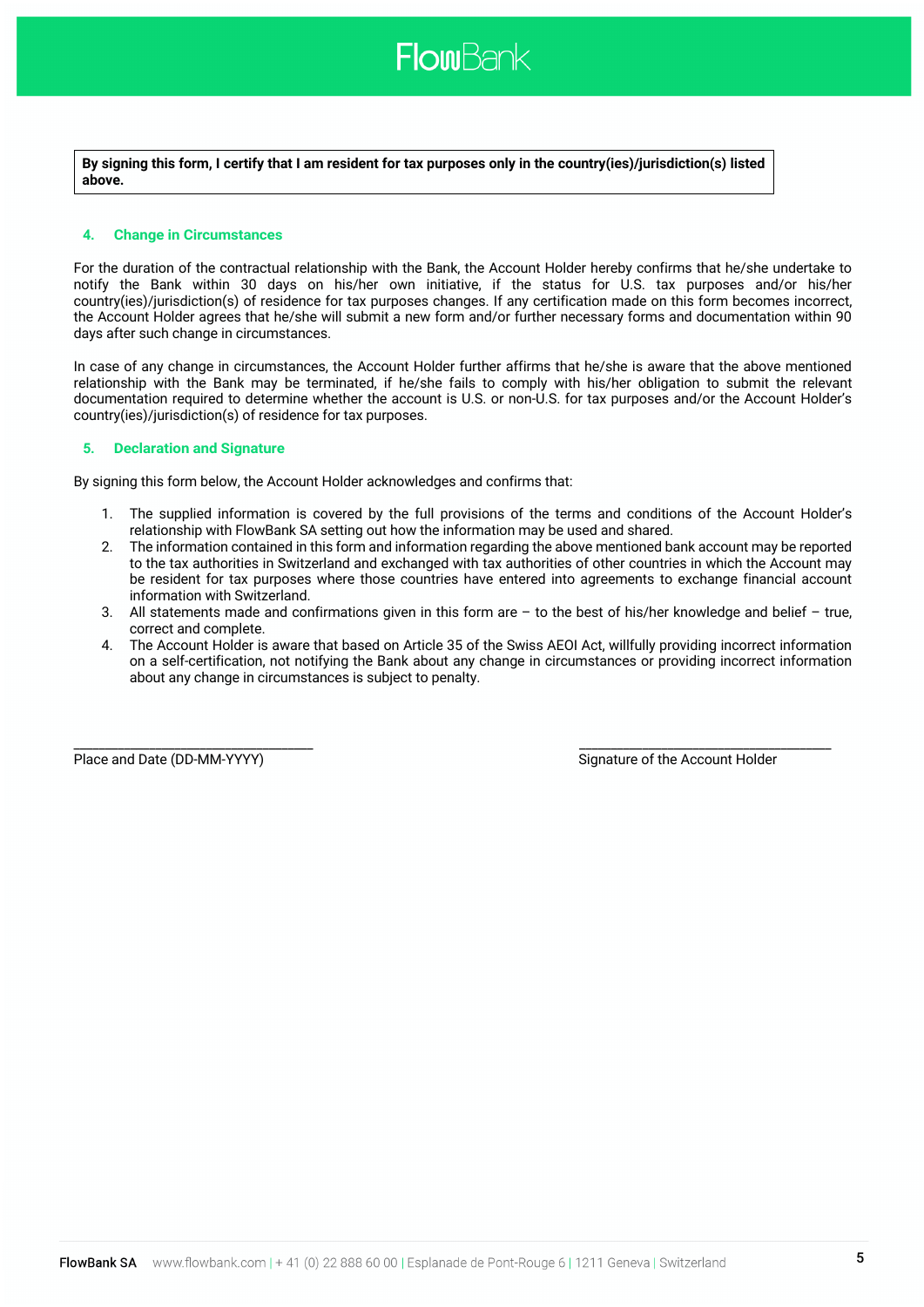**By signing this form, I certify that I am resident for tax purposes only in the country(ies)/jurisdiction(s) listed above.**

## 4. Change in Circumstances

For the duration of the contractual relationship with the Bank, the Account Holder hereby confirms that he/she undertake to notify the Bank within 30 days on his/her own initiative, if the status for U.S. tax purposes and/or his/her country(ies)/jurisdiction(s) of residence for tax purposes changes. If any certification made on this form becomes incorrect, the Account Holder agrees that he/she will submit a new form and/or further necessary forms and documentation within 90 days after such change in circumstances.

In case of any change in circumstances, the Account Holder further affirms that he/she is aware that the above mentioned relationship with the Bank may be terminated, if he/she fails to comply with his/her obligation to submit the relevant documentation required to determine whether the account is U.S. or non-U.S. for tax purposes and/or the Account Holder's country(ies)/jurisdiction(s) of residence for tax purposes.

## 5. Declaration and Signature

By signing this form below, the Account Holder acknowledges and confirms that:

1. The supplied information is covered by the full provisions of the terms and conditions of the Account Holder's relationship with FlowBank SA setting out how the information may be used and shared.
2. The information contained in this form and information regarding the above mentioned bank account may be reported to the tax authorities in Switzerland and exchanged with tax authorities of other countries in which the Account may be resident for tax purposes where those countries have entered into agreements to exchange financial account information with Switzerland.
3. All statements made and confirmations given in this form are – to the best of his/her knowledge and belief – true, correct and complete.
4. The Account Holder is aware that based on Article 35 of the Swiss AEOI Act, willfully providing incorrect information on a self-certification, not notifying the Bank about any change in circumstances or providing incorrect information about any change in circumstances is subject to penalty.

______________________________ ______________________________

Place and Date (DD-MM-YYYY) Signature of the Account Holder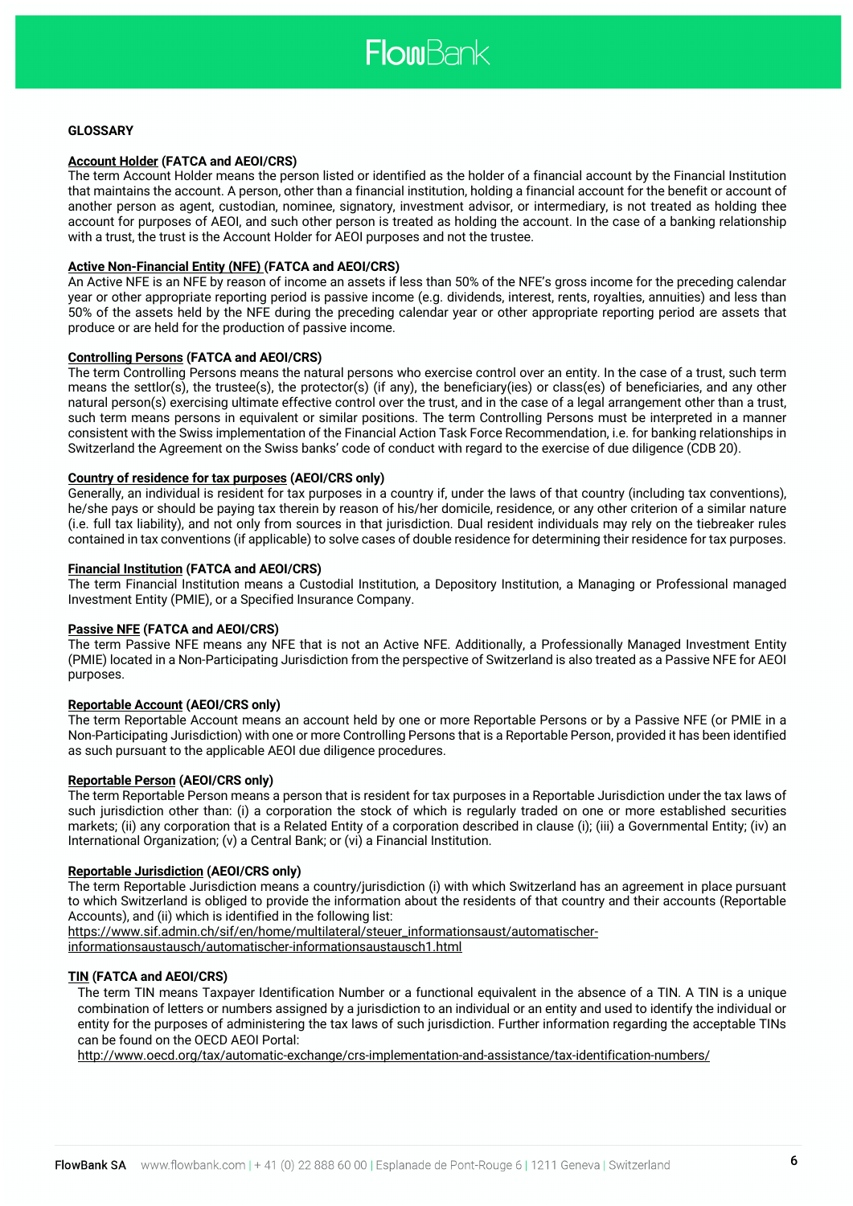**GLOSSARY**

**Account Holder (FATCA and AEOI/CRS)**
The term Account Holder means the person listed or identified as the holder of a financial account by the Financial Institution that maintains the account. A person, other than a financial institution, holding a financial account for the benefit or account of another person as agent, custodian, nominee, signatory, investment advisor, or intermediary, is not treated as holding thee account for purposes of AEOI, and such other person is treated as holding the account. In the case of a banking relationship with a trust, the trust is the Account Holder for AEOI purposes and not the trustee.

**Active Non-Financial Entity (NFE) (FATCA and AEOI/CRS)**
An Active NFE is an NFE by reason of income an assets if less than 50% of the NFE's gross income for the preceding calendar year or other appropriate reporting period is passive income (e.g. dividends, interest, rents, royalties, annuities) and less than 50% of the assets held by the NFE during the preceding calendar year or other appropriate reporting period are assets that produce or are held for the production of passive income.

**Controlling Persons (FATCA and AEOI/CRS)**
The term Controlling Persons means the natural persons who exercise control over an entity. In the case of a trust, such term means the settlor(s), the trustee(s), the protector(s) (if any), the beneficiary(ies) or class(es) of beneficiaries, and any other natural person(s) exercising ultimate effective control over the trust, and in the case of a legal arrangement other than a trust, such term means persons in equivalent or similar positions. The term Controlling Persons must be interpreted in a manner consistent with the Swiss implementation of the Financial Action Task Force Recommendation, i.e. for banking relationships in Switzerland the Agreement on the Swiss banks' code of conduct with regard to the exercise of due diligence (CDB 20).

**Country of residence for tax purposes (AEOI/CRS only)**
Generally, an individual is resident for tax purposes in a country if, under the laws of that country (including tax conventions), he/she pays or should be paying tax therein by reason of his/her domicile, residence, or any other criterion of a similar nature (i.e. full tax liability), and not only from sources in that jurisdiction. Dual resident individuals may rely on the tiebreaker rules contained in tax conventions (if applicable) to solve cases of double residence for determining their residence for tax purposes.

**Financial Institution (FATCA and AEOI/CRS)**
The term Financial Institution means a Custodial Institution, a Depository Institution, a Managing or Professional managed Investment Entity (PMIE), or a Specified Insurance Company.

**Passive NFE (FATCA and AEOI/CRS)**
The term Passive NFE means any NFE that is not an Active NFE. Additionally, a Professionally Managed Investment Entity (PMIE) located in a Non-Participating Jurisdiction from the perspective of Switzerland is also treated as a Passive NFE for AEOI purposes.

**Reportable Account (AEOI/CRS only)**
The term Reportable Account means an account held by one or more Reportable Persons or by a Passive NFE (or PMIE in a Non-Participating Jurisdiction) with one or more Controlling Persons that is a Reportable Person, provided it has been identified as such pursuant to the applicable AEOI due diligence procedures.

**Reportable Person (AEOI/CRS only)**
The term Reportable Person means a person that is resident for tax purposes in a Reportable Jurisdiction under the tax laws of such jurisdiction other than: (i) a corporation the stock of which is regularly traded on one or more established securities markets; (ii) any corporation that is a Related Entity of a corporation described in clause (i); (iii) a Governmental Entity; (iv) an International Organization; (v) a Central Bank; or (vi) a Financial Institution.

**Reportable Jurisdiction (AEOI/CRS only)**
The term Reportable Jurisdiction means a country/jurisdiction (i) with which Switzerland has an agreement in place pursuant to which Switzerland is obliged to provide the information about the residents of that country and their accounts (Reportable Accounts), and (ii) which is identified in the following list:
https://www.sif.admin.ch/sif/en/home/multilateral/steuer_informationsaust/automatischer-informationsaustausch/automatischer-informationsaustausch1.html

**TIN (FATCA and AEOI/CRS)**
The term TIN means Taxpayer Identification Number or a functional equivalent in the absence of a TIN. A TIN is a unique combination of letters or numbers assigned by a jurisdiction to an individual or an entity and used to identify the individual or entity for the purposes of administering the tax laws of such jurisdiction. Further information regarding the acceptable TINs can be found on the OECD AEOI Portal:
http://www.oecd.org/tax/automatic-exchange/crs-implementation-and-assistance/tax-identification-numbers/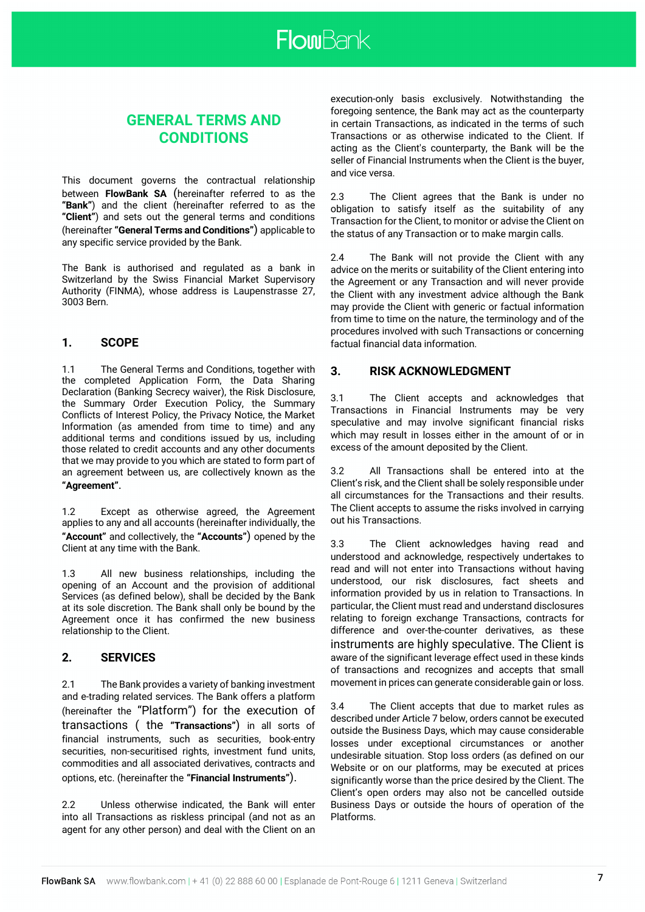# GENERAL TERMS AND CONDITIONS

This document governs the contractual relationship between **FlowBank SA** (hereinafter referred to as the **"Bank"**) and the client (hereinafter referred to as the **"Client"**) and sets out the general terms and conditions (hereinafter **"General Terms and Conditions"**) applicable to any specific service provided by the Bank.

The Bank is authorised and regulated as a bank in Switzerland by the Swiss Financial Market Supervisory Authority (FINMA), whose address is Laupenstrasse 27, 3003 Bern.

## 1. SCOPE

1.1 The General Terms and Conditions, together with the completed Application Form, the Data Sharing Declaration (Banking Secrecy waiver), the Risk Disclosure, the Summary Order Execution Policy, the Summary Conflicts of Interest Policy, the Privacy Notice, the Market Information (as amended from time to time) and any additional terms and conditions issued by us, including those related to credit accounts and any other documents that we may provide to you which are stated to form part of an agreement between us, are collectively known as the **"Agreement"**.

1.2 Except as otherwise agreed, the Agreement applies to any and all accounts (hereinafter individually, the **"Account"** and collectively, the **"Accounts"**) opened by the Client at any time with the Bank.

1.3 All new business relationships, including the opening of an Account and the provision of additional Services (as defined below), shall be decided by the Bank at its sole discretion. The Bank shall only be bound by the Agreement once it has confirmed the new business relationship to the Client.

## 2. SERVICES

2.1 The Bank provides a variety of banking investment and e-trading related services. The Bank offers a platform (hereinafter the "Platform") for the execution of transactions ( the **"Transactions"**) in all sorts of financial instruments, such as securities, book-entry securities, non-securitised rights, investment fund units, commodities and all associated derivatives, contracts and options, etc. (hereinafter the **"Financial Instruments"**).

2.2 Unless otherwise indicated, the Bank will enter into all Transactions as riskless principal (and not as an agent for any other person) and deal with the Client on an execution-only basis exclusively. Notwithstanding the foregoing sentence, the Bank may act as the counterparty in certain Transactions, as indicated in the terms of such Transactions or as otherwise indicated to the Client. If acting as the Client's counterparty, the Bank will be the seller of Financial Instruments when the Client is the buyer, and vice versa.

2.3 The Client agrees that the Bank is under no obligation to satisfy itself as the suitability of any Transaction for the Client, to monitor or advise the Client on the status of any Transaction or to make margin calls.

2.4 The Bank will not provide the Client with any advice on the merits or suitability of the Client entering into the Agreement or any Transaction and will never provide the Client with any investment advice although the Bank may provide the Client with generic or factual information from time to time on the nature, the terminology and of the procedures involved with such Transactions or concerning factual financial data information.

## 3. RISK ACKNOWLEDGMENT

3.1 The Client accepts and acknowledges that Transactions in Financial Instruments may be very speculative and may involve significant financial risks which may result in losses either in the amount of or in excess of the amount deposited by the Client.

3.2 All Transactions shall be entered into at the Client's risk, and the Client shall be solely responsible under all circumstances for the Transactions and their results. The Client accepts to assume the risks involved in carrying out his Transactions.

3.3 The Client acknowledges having read and understood and acknowledge, respectively undertakes to read and will not enter into Transactions without having understood, our risk disclosures, fact sheets and information provided by us in relation to Transactions. In particular, the Client must read and understand disclosures relating to foreign exchange Transactions, contracts for difference and over-the-counter derivatives, as these instruments are highly speculative. The Client is aware of the significant leverage effect used in these kinds of transactions and recognizes and accepts that small movement in prices can generate considerable gain or loss.

3.4 The Client accepts that due to market rules as described under Article 7 below, orders cannot be executed outside the Business Days, which may cause considerable losses under exceptional circumstances or another undesirable situation. Stop loss orders (as defined on our Website or on our platforms, may be executed at prices significantly worse than the price desired by the Client. The Client's open orders may also not be cancelled outside Business Days or outside the hours of operation of the Platforms.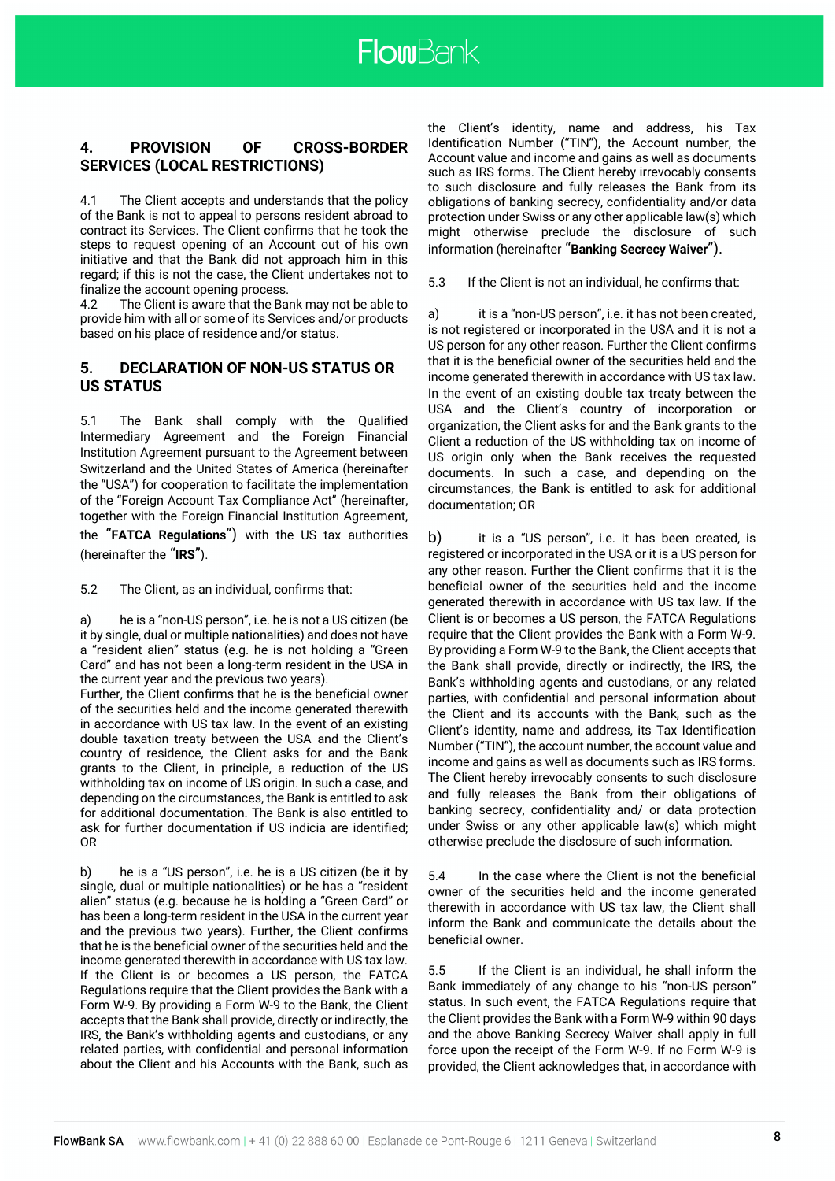## 4. PROVISION OF CROSS-BORDER SERVICES (LOCAL RESTRICTIONS)

4.1 The Client accepts and understands that the policy of the Bank is not to appeal to persons resident abroad to contract its Services. The Client confirms that he took the steps to request opening of an Account out of his own initiative and that the Bank did not approach him in this regard; if this is not the case, the Client undertakes not to finalize the account opening process.

4.2 The Client is aware that the Bank may not be able to provide him with all or some of its Services and/or products based on his place of residence and/or status.

## 5. DECLARATION OF NON-US STATUS OR US STATUS

5.1 The Bank shall comply with the Qualified Intermediary Agreement and the Foreign Financial Institution Agreement pursuant to the Agreement between Switzerland and the United States of America (hereinafter the "USA") for cooperation to facilitate the implementation of the "Foreign Account Tax Compliance Act" (hereinafter, together with the Foreign Financial Institution Agreement, the "**FATCA Regulations**") with the US tax authorities (hereinafter the "**IRS**").

5.2 The Client, as an individual, confirms that:

a) he is a "non-US person", i.e. he is not a US citizen (be it by single, dual or multiple nationalities) and does not have a "resident alien" status (e.g. he is not holding a "Green Card" and has not been a long-term resident in the USA in the current year and the previous two years).
Further, the Client confirms that he is the beneficial owner of the securities held and the income generated therewith in accordance with US tax law. In the event of an existing double taxation treaty between the USA and the Client's country of residence, the Client asks for and the Bank grants to the Client, in principle, a reduction of the US withholding tax on income of US origin. In such a case, and depending on the circumstances, the Bank is entitled to ask for additional documentation. The Bank is also entitled to ask for further documentation if US indicia are identified; OR

b) he is a "US person", i.e. he is a US citizen (be it by single, dual or multiple nationalities) or he has a "resident alien" status (e.g. because he is holding a "Green Card" or has been a long-term resident in the USA in the current year and the previous two years). Further, the Client confirms that he is the beneficial owner of the securities held and the income generated therewith in accordance with US tax law. If the Client is or becomes a US person, the FATCA Regulations require that the Client provides the Bank with a Form W-9. By providing a Form W-9 to the Bank, the Client accepts that the Bank shall provide, directly or indirectly, the IRS, the Bank's withholding agents and custodians, or any related parties, with confidential and personal information about the Client and his Accounts with the Bank, such as the Client's identity, name and address, his Tax Identification Number ("TIN"), the Account number, the Account value and income and gains as well as documents such as IRS forms. The Client hereby irrevocably consents to such disclosure and fully releases the Bank from its obligations of banking secrecy, confidentiality and/or data protection under Swiss or any other applicable law(s) which might otherwise preclude the disclosure of such information (hereinafter "**Banking Secrecy Waiver**").

5.3 If the Client is not an individual, he confirms that:

a) it is a "non-US person", i.e. it has not been created, is not registered or incorporated in the USA and it is not a US person for any other reason. Further the Client confirms that it is the beneficial owner of the securities held and the income generated therewith in accordance with US tax law. In the event of an existing double tax treaty between the USA and the Client's country of incorporation or organization, the Client asks for and the Bank grants to the Client a reduction of the US withholding tax on income of US origin only when the Bank receives the requested documents. In such a case, and depending on the circumstances, the Bank is entitled to ask for additional documentation; OR

b) it is a "US person", i.e. it has been created, is registered or incorporated in the USA or it is a US person for any other reason. Further the Client confirms that it is the beneficial owner of the securities held and the income generated therewith in accordance with US tax law. If the Client is or becomes a US person, the FATCA Regulations require that the Client provides the Bank with a Form W-9. By providing a Form W-9 to the Bank, the Client accepts that the Bank shall provide, directly or indirectly, the IRS, the Bank's withholding agents and custodians, or any related parties, with confidential and personal information about the Client and its accounts with the Bank, such as the Client's identity, name and address, its Tax Identification Number ("TIN"), the account number, the account value and income and gains as well as documents such as IRS forms. The Client hereby irrevocably consents to such disclosure and fully releases the Bank from their obligations of banking secrecy, confidentiality and/ or data protection under Swiss or any other applicable law(s) which might otherwise preclude the disclosure of such information.

5.4 In the case where the Client is not the beneficial owner of the securities held and the income generated therewith in accordance with US tax law, the Client shall inform the Bank and communicate the details about the beneficial owner.

5.5 If the Client is an individual, he shall inform the Bank immediately of any change to his "non-US person" status. In such event, the FATCA Regulations require that the Client provides the Bank with a Form W-9 within 90 days and the above Banking Secrecy Waiver shall apply in full force upon the receipt of the Form W-9. If no Form W-9 is provided, the Client acknowledges that, in accordance with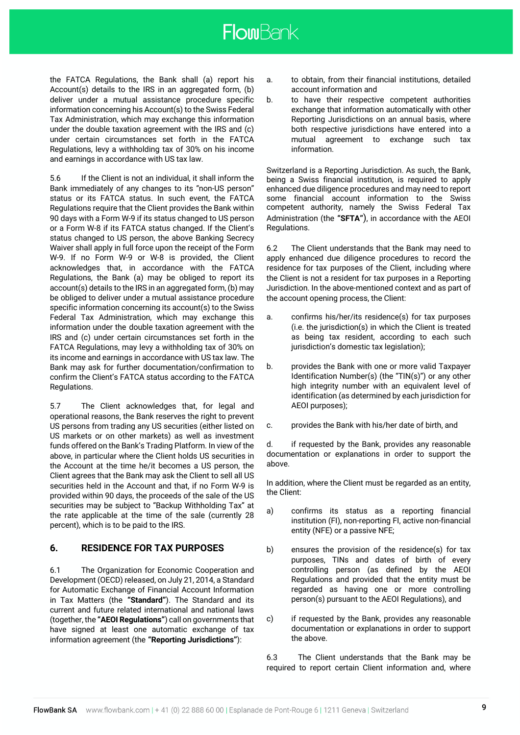the FATCA Regulations, the Bank shall (a) report his Account(s) details to the IRS in an aggregated form, (b) deliver under a mutual assistance procedure specific information concerning his Account(s) to the Swiss Federal Tax Administration, which may exchange this information under the double taxation agreement with the IRS and (c) under certain circumstances set forth in the FATCA Regulations, levy a withholding tax of 30% on his income and earnings in accordance with US tax law.

5.6 If the Client is not an individual, it shall inform the Bank immediately of any changes to its "non-US person" status or its FATCA status. In such event, the FATCA Regulations require that the Client provides the Bank within 90 days with a Form W-9 if its status changed to US person or a Form W-8 if its FATCA status changed. If the Client's status changed to US person, the above Banking Secrecy Waiver shall apply in full force upon the receipt of the Form W-9. If no Form W-9 or W-8 is provided, the Client acknowledges that, in accordance with the FATCA Regulations, the Bank (a) may be obliged to report its account(s) details to the IRS in an aggregated form, (b) may be obliged to deliver under a mutual assistance procedure specific information concerning its account(s) to the Swiss Federal Tax Administration, which may exchange this information under the double taxation agreement with the IRS and (c) under certain circumstances set forth in the FATCA Regulations, may levy a withholding tax of 30% on its income and earnings in accordance with US tax law. The Bank may ask for further documentation/confirmation to confirm the Client's FATCA status according to the FATCA Regulations.

5.7 The Client acknowledges that, for legal and operational reasons, the Bank reserves the right to prevent US persons from trading any US securities (either listed on US markets or on other markets) as well as investment funds offered on the Bank's Trading Platform. In view of the above, in particular where the Client holds US securities in the Account at the time he/it becomes a US person, the Client agrees that the Bank may ask the Client to sell all US securities held in the Account and that, if no Form W-9 is provided within 90 days, the proceeds of the sale of the US securities may be subject to "Backup Withholding Tax" at the rate applicable at the time of the sale (currently 28 percent), which is to be paid to the IRS.

## 6. RESIDENCE FOR TAX PURPOSES

6.1 The Organization for Economic Cooperation and Development (OECD) released, on July 21, 2014, a Standard for Automatic Exchange of Financial Account Information in Tax Matters (the **"Standard"**). The Standard and its current and future related international and national laws (together, the **"AEOI Regulations"**) call on governments that have signed at least one automatic exchange of tax information agreement (the **"Reporting Jurisdictions"**):

a. to obtain, from their financial institutions, detailed account information and

b. to have their respective competent authorities exchange that information automatically with other Reporting Jurisdictions on an annual basis, where both respective jurisdictions have entered into a mutual agreement to exchange such tax information.

Switzerland is a Reporting Jurisdiction. As such, the Bank, being a Swiss financial institution, is required to apply enhanced due diligence procedures and may need to report some financial account information to the Swiss competent authority, namely the Swiss Federal Tax Administration (the **"SFTA"**), in accordance with the AEOI Regulations.

6.2 The Client understands that the Bank may need to apply enhanced due diligence procedures to record the residence for tax purposes of the Client, including where the Client is not a resident for tax purposes in a Reporting Jurisdiction. In the above-mentioned context and as part of the account opening process, the Client:

a. confirms his/her/its residence(s) for tax purposes (i.e. the jurisdiction(s) in which the Client is treated as being tax resident, according to each such jurisdiction's domestic tax legislation);

b. provides the Bank with one or more valid Taxpayer Identification Number(s) (the "TIN(s)") or any other high integrity number with an equivalent level of identification (as determined by each jurisdiction for AEOI purposes);

c. provides the Bank with his/her date of birth, and

d. if requested by the Bank, provides any reasonable documentation or explanations in order to support the above.

In addition, where the Client must be regarded as an entity, the Client:

a) confirms its status as a reporting financial institution (FI), non-reporting FI, active non-financial entity (NFE) or a passive NFE;

b) ensures the provision of the residence(s) for tax purposes, TINs and dates of birth of every controlling person (as defined by the AEOI Regulations and provided that the entity must be regarded as having one or more controlling person(s) pursuant to the AEOI Regulations), and

c) if requested by the Bank, provides any reasonable documentation or explanations in order to support the above.

6.3 The Client understands that the Bank may be required to report certain Client information and, where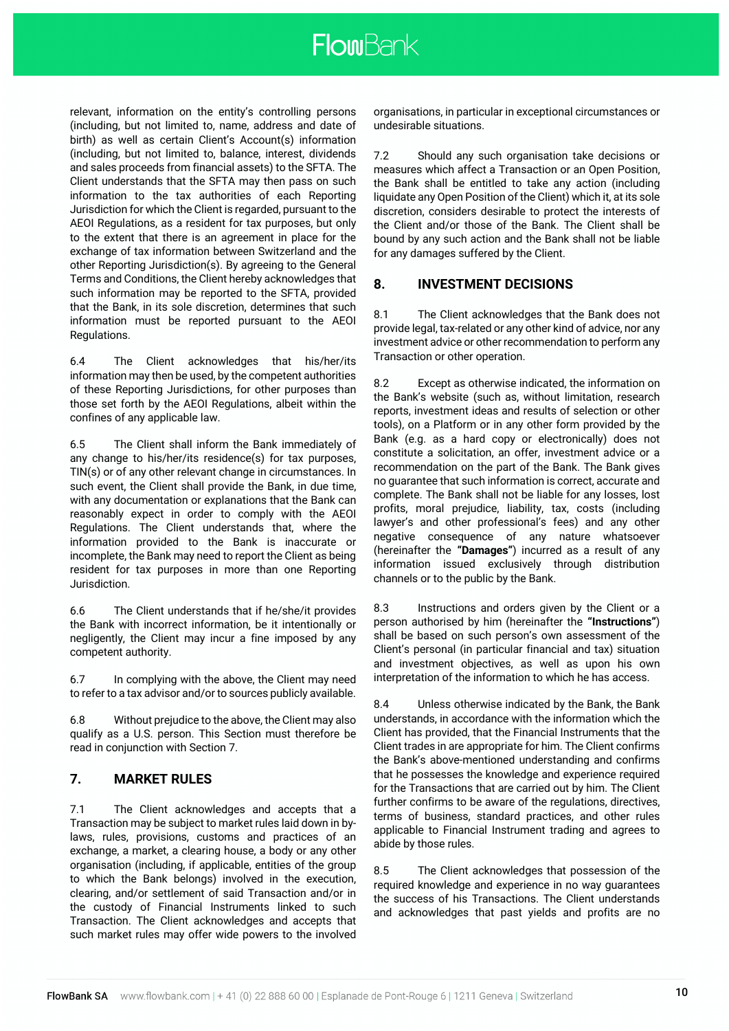relevant, information on the entity's controlling persons (including, but not limited to, name, address and date of birth) as well as certain Client's Account(s) information (including, but not limited to, balance, interest, dividends and sales proceeds from financial assets) to the SFTA. The Client understands that the SFTA may then pass on such information to the tax authorities of each Reporting Jurisdiction for which the Client is regarded, pursuant to the AEOI Regulations, as a resident for tax purposes, but only to the extent that there is an agreement in place for the exchange of tax information between Switzerland and the other Reporting Jurisdiction(s). By agreeing to the General Terms and Conditions, the Client hereby acknowledges that such information may be reported to the SFTA, provided that the Bank, in its sole discretion, determines that such information must be reported pursuant to the AEOI Regulations.

6.4 The Client acknowledges that his/her/its information may then be used, by the competent authorities of these Reporting Jurisdictions, for other purposes than those set forth by the AEOI Regulations, albeit within the confines of any applicable law.

6.5 The Client shall inform the Bank immediately of any change to his/her/its residence(s) for tax purposes, TIN(s) or of any other relevant change in circumstances. In such event, the Client shall provide the Bank, in due time, with any documentation or explanations that the Bank can reasonably expect in order to comply with the AEOI Regulations. The Client understands that, where the information provided to the Bank is inaccurate or incomplete, the Bank may need to report the Client as being resident for tax purposes in more than one Reporting Jurisdiction.

6.6 The Client understands that if he/she/it provides the Bank with incorrect information, be it intentionally or negligently, the Client may incur a fine imposed by any competent authority.

6.7 In complying with the above, the Client may need to refer to a tax advisor and/or to sources publicly available.

6.8 Without prejudice to the above, the Client may also qualify as a U.S. person. This Section must therefore be read in conjunction with Section 7.

## 7. MARKET RULES

7.1 The Client acknowledges and accepts that a Transaction may be subject to market rules laid down in by-laws, rules, provisions, customs and practices of an exchange, a market, a clearing house, a body or any other organisation (including, if applicable, entities of the group to which the Bank belongs) involved in the execution, clearing, and/or settlement of said Transaction and/or in the custody of Financial Instruments linked to such Transaction. The Client acknowledges and accepts that such market rules may offer wide powers to the involved organisations, in particular in exceptional circumstances or undesirable situations.

7.2 Should any such organisation take decisions or measures which affect a Transaction or an Open Position, the Bank shall be entitled to take any action (including liquidate any Open Position of the Client) which it, at its sole discretion, considers desirable to protect the interests of the Client and/or those of the Bank. The Client shall be bound by any such action and the Bank shall not be liable for any damages suffered by the Client.

## 8. INVESTMENT DECISIONS

8.1 The Client acknowledges that the Bank does not provide legal, tax-related or any other kind of advice, nor any investment advice or other recommendation to perform any Transaction or other operation.

8.2 Except as otherwise indicated, the information on the Bank's website (such as, without limitation, research reports, investment ideas and results of selection or other tools), on a Platform or in any other form provided by the Bank (e.g. as a hard copy or electronically) does not constitute a solicitation, an offer, investment advice or a recommendation on the part of the Bank. The Bank gives no guarantee that such information is correct, accurate and complete. The Bank shall not be liable for any losses, lost profits, moral prejudice, liability, tax, costs (including lawyer's and other professional's fees) and any other negative consequence of any nature whatsoever (hereinafter the **"Damages"**) incurred as a result of any information issued exclusively through distribution channels or to the public by the Bank.

8.3 Instructions and orders given by the Client or a person authorised by him (hereinafter the **"Instructions"**) shall be based on such person's own assessment of the Client's personal (in particular financial and tax) situation and investment objectives, as well as upon his own interpretation of the information to which he has access.

8.4 Unless otherwise indicated by the Bank, the Bank understands, in accordance with the information which the Client has provided, that the Financial Instruments that the Client trades in are appropriate for him. The Client confirms the Bank's above-mentioned understanding and confirms that he possesses the knowledge and experience required for the Transactions that are carried out by him. The Client further confirms to be aware of the regulations, directives, terms of business, standard practices, and other rules applicable to Financial Instrument trading and agrees to abide by those rules.

8.5 The Client acknowledges that possession of the required knowledge and experience in no way guarantees the success of his Transactions. The Client understands and acknowledges that past yields and profits are no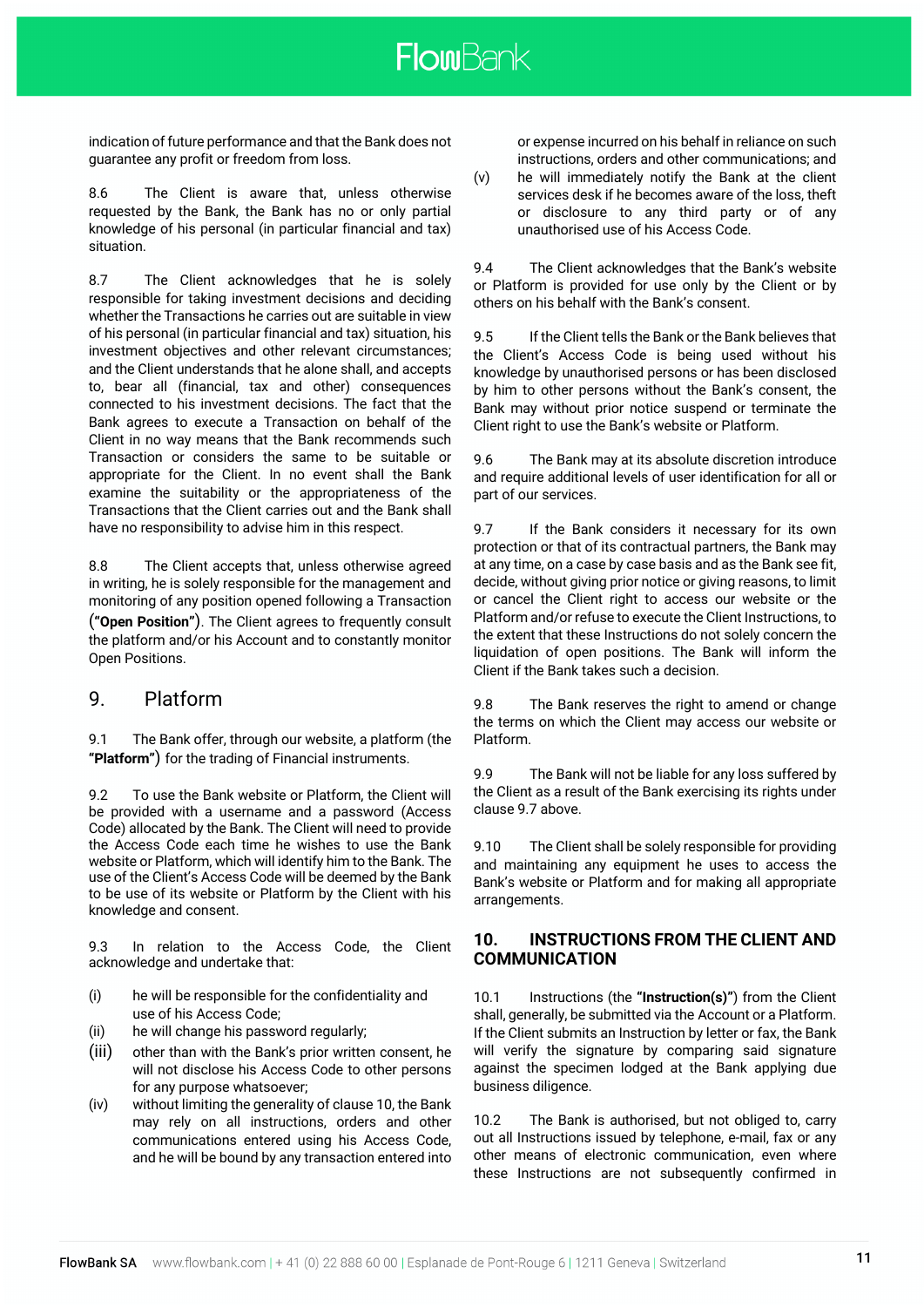indication of future performance and that the Bank does not guarantee any profit or freedom from loss.

8.6 The Client is aware that, unless otherwise requested by the Bank, the Bank has no or only partial knowledge of his personal (in particular financial and tax) situation.

8.7 The Client acknowledges that he is solely responsible for taking investment decisions and deciding whether the Transactions he carries out are suitable in view of his personal (in particular financial and tax) situation, his investment objectives and other relevant circumstances; and the Client understands that he alone shall, and accepts to, bear all (financial, tax and other) consequences connected to his investment decisions. The fact that the Bank agrees to execute a Transaction on behalf of the Client in no way means that the Bank recommends such Transaction or considers the same to be suitable or appropriate for the Client. In no event shall the Bank examine the suitability or the appropriateness of the Transactions that the Client carries out and the Bank shall have no responsibility to advise him in this respect.

8.8 The Client accepts that, unless otherwise agreed in writing, he is solely responsible for the management and monitoring of any position opened following a Transaction (**"Open Position"**). The Client agrees to frequently consult the platform and/or his Account and to constantly monitor Open Positions.

## 9. Platform

9.1 The Bank offer, through our website, a platform (the **"Platform"**) for the trading of Financial instruments.

9.2 To use the Bank website or Platform, the Client will be provided with a username and a password (Access Code) allocated by the Bank. The Client will need to provide the Access Code each time he wishes to use the Bank website or Platform, which will identify him to the Bank. The use of the Client's Access Code will be deemed by the Bank to be use of its website or Platform by the Client with his knowledge and consent.

9.3 In relation to the Access Code, the Client acknowledge and undertake that:

(i) he will be responsible for the confidentiality and use of his Access Code;

(ii) he will change his password regularly;

(iii) other than with the Bank's prior written consent, he will not disclose his Access Code to other persons for any purpose whatsoever;

(iv) without limiting the generality of clause 10, the Bank may rely on all instructions, orders and other communications entered using his Access Code, and he will be bound by any transaction entered into or expense incurred on his behalf in reliance on such instructions, orders and other communications; and

(v) he will immediately notify the Bank at the client services desk if he becomes aware of the loss, theft or disclosure to any third party or of any unauthorised use of his Access Code.

9.4 The Client acknowledges that the Bank's website or Platform is provided for use only by the Client or by others on his behalf with the Bank's consent.

9.5 If the Client tells the Bank or the Bank believes that the Client's Access Code is being used without his knowledge by unauthorised persons or has been disclosed by him to other persons without the Bank's consent, the Bank may without prior notice suspend or terminate the Client right to use the Bank's website or Platform.

9.6 The Bank may at its absolute discretion introduce and require additional levels of user identification for all or part of our services.

9.7 If the Bank considers it necessary for its own protection or that of its contractual partners, the Bank may at any time, on a case by case basis and as the Bank see fit, decide, without giving prior notice or giving reasons, to limit or cancel the Client right to access our website or the Platform and/or refuse to execute the Client Instructions, to the extent that these Instructions do not solely concern the liquidation of open positions. The Bank will inform the Client if the Bank takes such a decision.

9.8 The Bank reserves the right to amend or change the terms on which the Client may access our website or Platform.

9.9 The Bank will not be liable for any loss suffered by the Client as a result of the Bank exercising its rights under clause 9.7 above.

9.10 The Client shall be solely responsible for providing and maintaining any equipment he uses to access the Bank's website or Platform and for making all appropriate arrangements.

## 10. INSTRUCTIONS FROM THE CLIENT AND COMMUNICATION

10.1 Instructions (the **"Instruction(s)"**) from the Client shall, generally, be submitted via the Account or a Platform. If the Client submits an Instruction by letter or fax, the Bank will verify the signature by comparing said signature against the specimen lodged at the Bank applying due business diligence.

10.2 The Bank is authorised, but not obliged to, carry out all Instructions issued by telephone, e-mail, fax or any other means of electronic communication, even where these Instructions are not subsequently confirmed in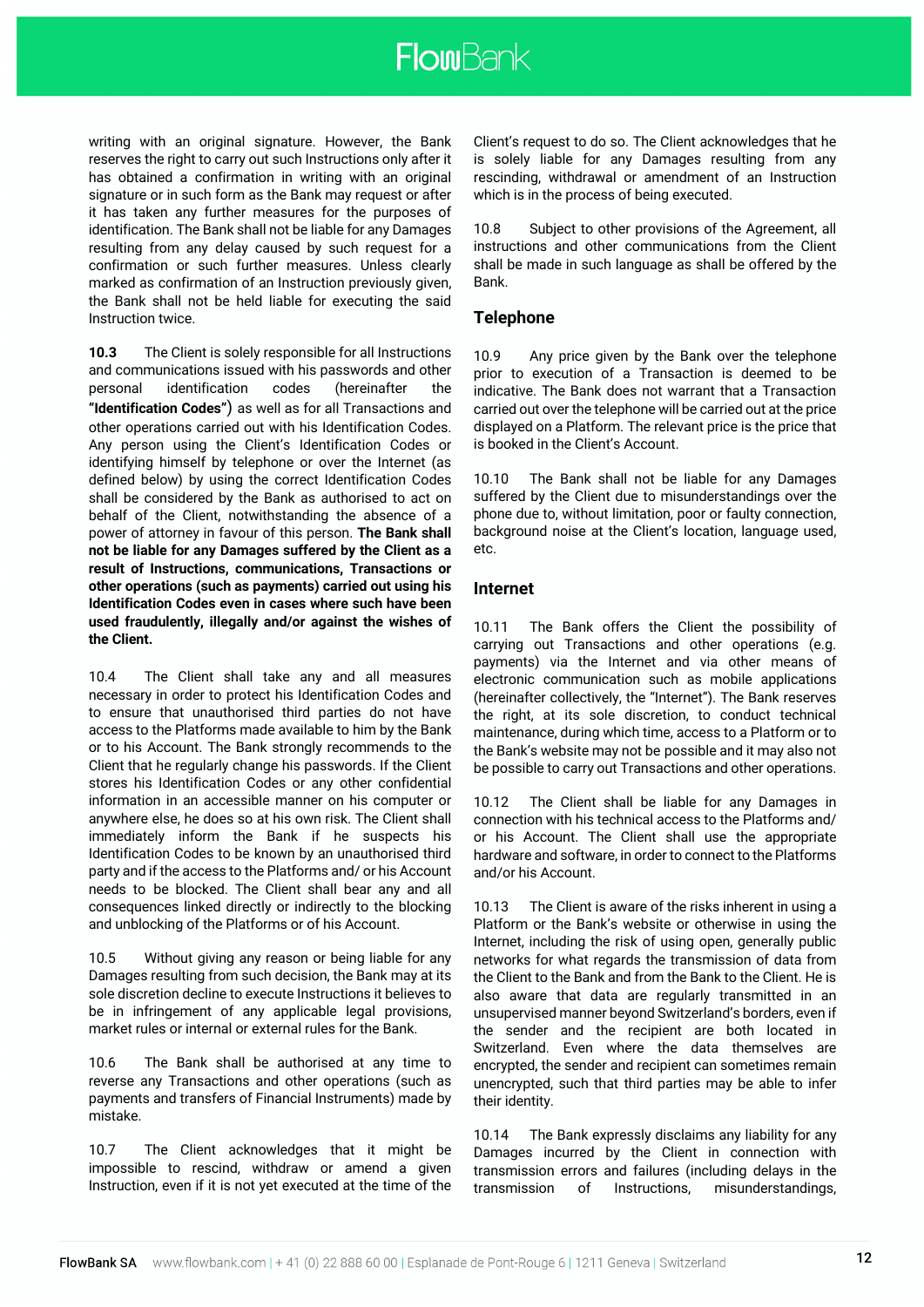writing with an original signature. However, the Bank reserves the right to carry out such Instructions only after it has obtained a confirmation in writing with an original signature or in such form as the Bank may request or after it has taken any further measures for the purposes of identification. The Bank shall not be liable for any Damages resulting from any delay caused by such request for a confirmation or such further measures. Unless clearly marked as confirmation of an Instruction previously given, the Bank shall not be held liable for executing the said Instruction twice.

**10.3** The Client is solely responsible for all Instructions and communications issued with his passwords and other personal identification codes (hereinafter the **"Identification Codes"**) as well as for all Transactions and other operations carried out with his Identification Codes. Any person using the Client's Identification Codes or identifying himself by telephone or over the Internet (as defined below) by using the correct Identification Codes shall be considered by the Bank as authorised to act on behalf of the Client, notwithstanding the absence of a power of attorney in favour of this person. **The Bank shall not be liable for any Damages suffered by the Client as a result of Instructions, communications, Transactions or other operations (such as payments) carried out using his Identification Codes even in cases where such have been used fraudulently, illegally and/or against the wishes of the Client.**

10.4 The Client shall take any and all measures necessary in order to protect his Identification Codes and to ensure that unauthorised third parties do not have access to the Platforms made available to him by the Bank or to his Account. The Bank strongly recommends to the Client that he regularly change his passwords. If the Client stores his Identification Codes or any other confidential information in an accessible manner on his computer or anywhere else, he does so at his own risk. The Client shall immediately inform the Bank if he suspects his Identification Codes to be known by an unauthorised third party and if the access to the Platforms and/ or his Account needs to be blocked. The Client shall bear any and all consequences linked directly or indirectly to the blocking and unblocking of the Platforms or of his Account.

10.5 Without giving any reason or being liable for any Damages resulting from such decision, the Bank may at its sole discretion decline to execute Instructions it believes to be in infringement of any applicable legal provisions, market rules or internal or external rules for the Bank.

10.6 The Bank shall be authorised at any time to reverse any Transactions and other operations (such as payments and transfers of Financial Instruments) made by mistake.

10.7 The Client acknowledges that it might be impossible to rescind, withdraw or amend a given Instruction, even if it is not yet executed at the time of the Client's request to do so. The Client acknowledges that he is solely liable for any Damages resulting from any rescinding, withdrawal or amendment of an Instruction which is in the process of being executed.

10.8 Subject to other provisions of the Agreement, all instructions and other communications from the Client shall be made in such language as shall be offered by the Bank.

### Telephone

10.9 Any price given by the Bank over the telephone prior to execution of a Transaction is deemed to be indicative. The Bank does not warrant that a Transaction carried out over the telephone will be carried out at the price displayed on a Platform. The relevant price is the price that is booked in the Client's Account.

10.10 The Bank shall not be liable for any Damages suffered by the Client due to misunderstandings over the phone due to, without limitation, poor or faulty connection, background noise at the Client's location, language used, etc.

### Internet

10.11 The Bank offers the Client the possibility of carrying out Transactions and other operations (e.g. payments) via the Internet and via other means of electronic communication such as mobile applications (hereinafter collectively, the "Internet"). The Bank reserves the right, at its sole discretion, to conduct technical maintenance, during which time, access to a Platform or to the Bank's website may not be possible and it may also not be possible to carry out Transactions and other operations.

10.12 The Client shall be liable for any Damages in connection with his technical access to the Platforms and/ or his Account. The Client shall use the appropriate hardware and software, in order to connect to the Platforms and/or his Account.

10.13 The Client is aware of the risks inherent in using a Platform or the Bank's website or otherwise in using the Internet, including the risk of using open, generally public networks for what regards the transmission of data from the Client to the Bank and from the Bank to the Client. He is also aware that data are regularly transmitted in an unsupervised manner beyond Switzerland's borders, even if the sender and the recipient are both located in Switzerland. Even where the data themselves are encrypted, the sender and recipient can sometimes remain unencrypted, such that third parties may be able to infer their identity.

10.14 The Bank expressly disclaims any liability for any Damages incurred by the Client in connection with transmission errors and failures (including delays in the transmission of Instructions, misunderstandings,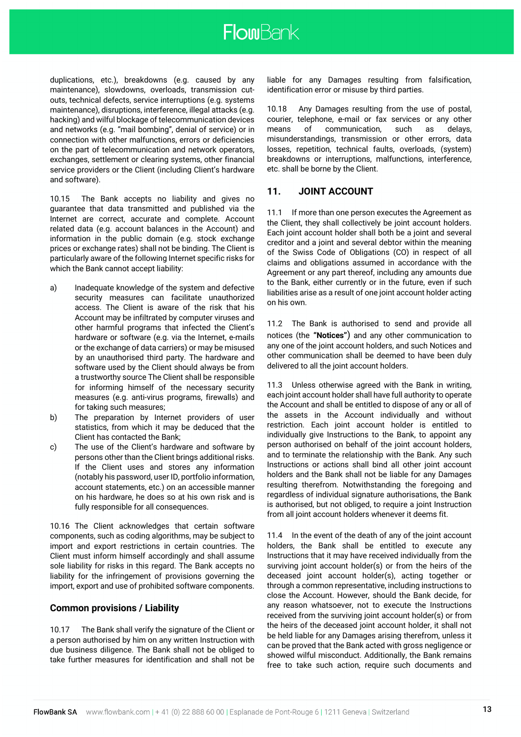duplications, etc.), breakdowns (e.g. caused by any maintenance), slowdowns, overloads, transmission cut-outs, technical defects, service interruptions (e.g. systems maintenance), disruptions, interference, illegal attacks (e.g. hacking) and wilful blockage of telecommunication devices and networks (e.g. "mail bombing", denial of service) or in connection with other malfunctions, errors or deficiencies on the part of telecommunication and network operators, exchanges, settlement or clearing systems, other financial service providers or the Client (including Client's hardware and software).

10.15 The Bank accepts no liability and gives no guarantee that data transmitted and published via the Internet are correct, accurate and complete. Account related data (e.g. account balances in the Account) and information in the public domain (e.g. stock exchange prices or exchange rates) shall not be binding. The Client is particularly aware of the following Internet specific risks for which the Bank cannot accept liability:

a) Inadequate knowledge of the system and defective security measures can facilitate unauthorized access. The Client is aware of the risk that his Account may be infiltrated by computer viruses and other harmful programs that infected the Client's hardware or software (e.g. via the Internet, e-mails or the exchange of data carriers) or be misused by an unauthorised third party. The hardware and software used by the Client should always be from a trustworthy source The Client shall be responsible for informing himself of the necessary security measures (e.g. anti-virus programs, firewalls) and for taking such measures;
b) The preparation by Internet providers of user statistics, from which it may be deduced that the Client has contacted the Bank;
c) The use of the Client's hardware and software by persons other than the Client brings additional risks. If the Client uses and stores any information (notably his password, user ID, portfolio information, account statements, etc.) on an accessible manner on his hardware, he does so at his own risk and is fully responsible for all consequences.

10.16 The Client acknowledges that certain software components, such as coding algorithms, may be subject to import and export restrictions in certain countries. The Client must inform himself accordingly and shall assume sole liability for risks in this regard. The Bank accepts no liability for the infringement of provisions governing the import, export and use of prohibited software components.

### Common provisions / Liability

10.17 The Bank shall verify the signature of the Client or a person authorised by him on any written Instruction with due business diligence. The Bank shall not be obliged to take further measures for identification and shall not be liable for any Damages resulting from falsification, identification error or misuse by third parties.

10.18 Any Damages resulting from the use of postal, courier, telephone, e-mail or fax services or any other means of communication, such as delays, misunderstandings, transmission or other errors, data losses, repetition, technical faults, overloads, (system) breakdowns or interruptions, malfunctions, interference, etc. shall be borne by the Client.

## 11. JOINT ACCOUNT

11.1 If more than one person executes the Agreement as the Client, they shall collectively be joint account holders. Each joint account holder shall both be a joint and several creditor and a joint and several debtor within the meaning of the Swiss Code of Obligations (CO) in respect of all claims and obligations assumed in accordance with the Agreement or any part thereof, including any amounts due to the Bank, either currently or in the future, even if such liabilities arise as a result of one joint account holder acting on his own.

11.2 The Bank is authorised to send and provide all notices (the **"Notices"**) and any other communication to any one of the joint account holders, and such Notices and other communication shall be deemed to have been duly delivered to all the joint account holders.

11.3 Unless otherwise agreed with the Bank in writing, each joint account holder shall have full authority to operate the Account and shall be entitled to dispose of any or all of the assets in the Account individually and without restriction. Each joint account holder is entitled to individually give Instructions to the Bank, to appoint any person authorised on behalf of the joint account holders, and to terminate the relationship with the Bank. Any such Instructions or actions shall bind all other joint account holders and the Bank shall not be liable for any Damages resulting therefrom. Notwithstanding the foregoing and regardless of individual signature authorisations, the Bank is authorised, but not obliged, to require a joint Instruction from all joint account holders whenever it deems fit.

11.4 In the event of the death of any of the joint account holders, the Bank shall be entitled to execute any Instructions that it may have received individually from the surviving joint account holder(s) or from the heirs of the deceased joint account holder(s), acting together or through a common representative, including instructions to close the Account. However, should the Bank decide, for any reason whatsoever, not to execute the Instructions received from the surviving joint account holder(s) or from the heirs of the deceased joint account holder, it shall not be held liable for any Damages arising therefrom, unless it can be proved that the Bank acted with gross negligence or showed wilful misconduct. Additionally, the Bank remains free to take such action, require such documents and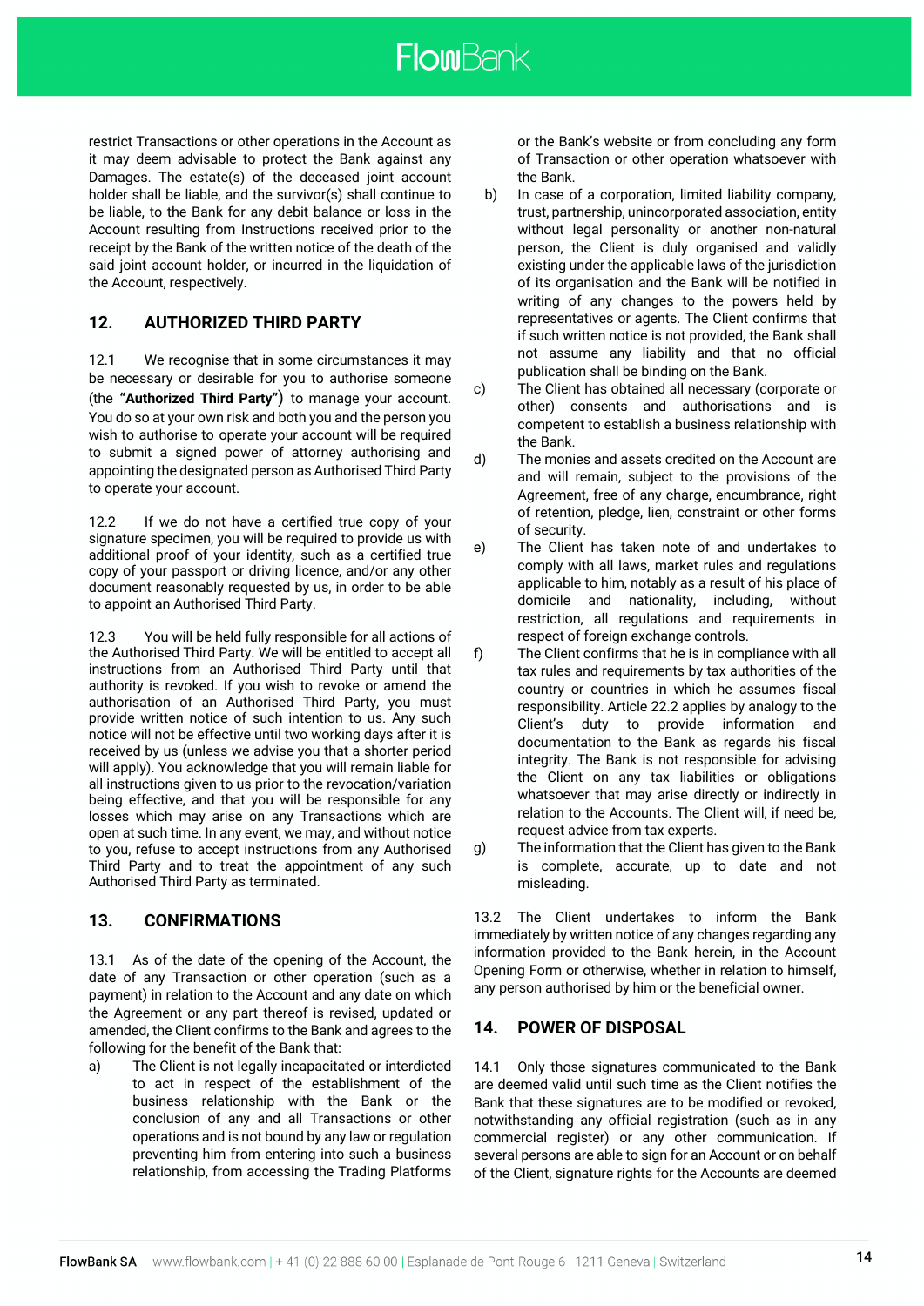restrict Transactions or other operations in the Account as it may deem advisable to protect the Bank against any Damages. The estate(s) of the deceased joint account holder shall be liable, and the survivor(s) shall continue to be liable, to the Bank for any debit balance or loss in the Account resulting from Instructions received prior to the receipt by the Bank of the written notice of the death of the said joint account holder, or incurred in the liquidation of the Account, respectively.

## 12. AUTHORIZED THIRD PARTY

12.1 We recognise that in some circumstances it may be necessary or desirable for you to authorise someone (the **"Authorized Third Party"**) to manage your account. You do so at your own risk and both you and the person you wish to authorise to operate your account will be required to submit a signed power of attorney authorising and appointing the designated person as Authorised Third Party to operate your account.

12.2 If we do not have a certified true copy of your signature specimen, you will be required to provide us with additional proof of your identity, such as a certified true copy of your passport or driving licence, and/or any other document reasonably requested by us, in order to be able to appoint an Authorised Third Party.

12.3 You will be held fully responsible for all actions of the Authorised Third Party. We will be entitled to accept all instructions from an Authorised Third Party until that authority is revoked. If you wish to revoke or amend the authorisation of an Authorised Third Party, you must provide written notice of such intention to us. Any such notice will not be effective until two working days after it is received by us (unless we advise you that a shorter period will apply). You acknowledge that you will remain liable for all instructions given to us prior to the revocation/variation being effective, and that you will be responsible for any losses which may arise on any Transactions which are open at such time. In any event, we may, and without notice to you, refuse to accept instructions from any Authorised Third Party and to treat the appointment of any such Authorised Third Party as terminated.

## 13. CONFIRMATIONS

13.1 As of the date of the opening of the Account, the date of any Transaction or other operation (such as a payment) in relation to the Account and any date on which the Agreement or any part thereof is revised, updated or amended, the Client confirms to the Bank and agrees to the following for the benefit of the Bank that:

a) The Client is not legally incapacitated or interdicted to act in respect of the establishment of the business relationship with the Bank or the conclusion of any and all Transactions or other operations and is not bound by any law or regulation preventing him from entering into such a business relationship, from accessing the Trading Platforms or the Bank's website or from concluding any form of Transaction or other operation whatsoever with the Bank.

b) In case of a corporation, limited liability company, trust, partnership, unincorporated association, entity without legal personality or another non-natural person, the Client is duly organised and validly existing under the applicable laws of the jurisdiction of its organisation and the Bank will be notified in writing of any changes to the powers held by representatives or agents. The Client confirms that if such written notice is not provided, the Bank shall not assume any liability and that no official publication shall be binding on the Bank.

c) The Client has obtained all necessary (corporate or other) consents and authorisations and is competent to establish a business relationship with the Bank.

d) The monies and assets credited on the Account are and will remain, subject to the provisions of the Agreement, free of any charge, encumbrance, right of retention, pledge, lien, constraint or other forms of security.

e) The Client has taken note of and undertakes to comply with all laws, market rules and regulations applicable to him, notably as a result of his place of domicile and nationality, including, without restriction, all regulations and requirements in respect of foreign exchange controls.

f) The Client confirms that he is in compliance with all tax rules and requirements by tax authorities of the country or countries in which he assumes fiscal responsibility. Article 22.2 applies by analogy to the Client's duty to provide information and documentation to the Bank as regards his fiscal integrity. The Bank is not responsible for advising the Client on any tax liabilities or obligations whatsoever that may arise directly or indirectly in relation to the Accounts. The Client will, if need be, request advice from tax experts.

g) The information that the Client has given to the Bank is complete, accurate, up to date and not misleading.

13.2 The Client undertakes to inform the Bank immediately by written notice of any changes regarding any information provided to the Bank herein, in the Account Opening Form or otherwise, whether in relation to himself, any person authorised by him or the beneficial owner.

## 14. POWER OF DISPOSAL

14.1 Only those signatures communicated to the Bank are deemed valid until such time as the Client notifies the Bank that these signatures are to be modified or revoked, notwithstanding any official registration (such as in any commercial register) or any other communication. If several persons are able to sign for an Account or on behalf of the Client, signature rights for the Accounts are deemed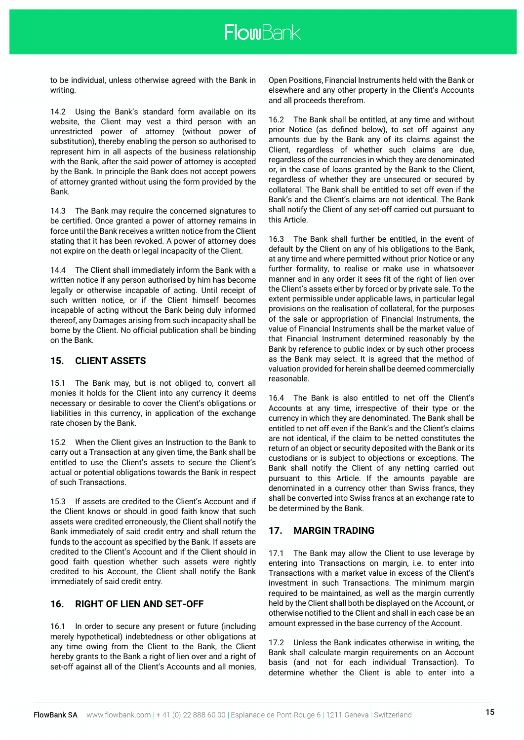to be individual, unless otherwise agreed with the Bank in writing.

14.2 Using the Bank's standard form available on its website, the Client may vest a third person with an unrestricted power of attorney (without power of substitution), thereby enabling the person so authorised to represent him in all aspects of the business relationship with the Bank, after the said power of attorney is accepted by the Bank. In principle the Bank does not accept powers of attorney granted without using the form provided by the Bank.

14.3 The Bank may require the concerned signatures to be certified. Once granted a power of attorney remains in force until the Bank receives a written notice from the Client stating that it has been revoked. A power of attorney does not expire on the death or legal incapacity of the Client.

14.4 The Client shall immediately inform the Bank with a written notice if any person authorised by him has become legally or otherwise incapable of acting. Until receipt of such written notice, or if the Client himself becomes incapable of acting without the Bank being duly informed thereof, any Damages arising from such incapacity shall be borne by the Client. No official publication shall be binding on the Bank.

## 15. CLIENT ASSETS

15.1 The Bank may, but is not obliged to, convert all monies it holds for the Client into any currency it deems necessary or desirable to cover the Client's obligations or liabilities in this currency, in application of the exchange rate chosen by the Bank.

15.2 When the Client gives an Instruction to the Bank to carry out a Transaction at any given time, the Bank shall be entitled to use the Client's assets to secure the Client's actual or potential obligations towards the Bank in respect of such Transactions.

15.3 If assets are credited to the Client's Account and if the Client knows or should in good faith know that such assets were credited erroneously, the Client shall notify the Bank immediately of said credit entry and shall return the funds to the account as specified by the Bank. If assets are credited to the Client's Account and if the Client should in good faith question whether such assets were rightly credited to his Account, the Client shall notify the Bank immediately of said credit entry.

## 16. RIGHT OF LIEN AND SET-OFF

16.1 In order to secure any present or future (including merely hypothetical) indebtedness or other obligations at any time owing from the Client to the Bank, the Client hereby grants to the Bank a right of lien over and a right of set-off against all of the Client's Accounts and all monies, Open Positions, Financial Instruments held with the Bank or elsewhere and any other property in the Client's Accounts and all proceeds therefrom.

16.2 The Bank shall be entitled, at any time and without prior Notice (as defined below), to set off against any amounts due by the Bank any of its claims against the Client, regardless of whether such claims are due, regardless of the currencies in which they are denominated or, in the case of loans granted by the Bank to the Client, regardless of whether they are unsecured or secured by collateral. The Bank shall be entitled to set off even if the Bank's and the Client's claims are not identical. The Bank shall notify the Client of any set-off carried out pursuant to this Article.

16.3 The Bank shall further be entitled, in the event of default by the Client on any of his obligations to the Bank, at any time and where permitted without prior Notice or any further formality, to realise or make use in whatsoever manner and in any order it sees fit of the right of lien over the Client's assets either by forced or by private sale. To the extent permissible under applicable laws, in particular legal provisions on the realisation of collateral, for the purposes of the sale or appropriation of Financial Instruments, the value of Financial Instruments shall be the market value of that Financial Instrument determined reasonably by the Bank by reference to public index or by such other process as the Bank may select. It is agreed that the method of valuation provided for herein shall be deemed commercially reasonable.

16.4 The Bank is also entitled to net off the Client's Accounts at any time, irrespective of their type or the currency in which they are denominated. The Bank shall be entitled to net off even if the Bank's and the Client's claims are not identical, if the claim to be netted constitutes the return of an object or security deposited with the Bank or its custodians or is subject to objections or exceptions. The Bank shall notify the Client of any netting carried out pursuant to this Article. If the amounts payable are denominated in a currency other than Swiss francs, they shall be converted into Swiss francs at an exchange rate to be determined by the Bank.

## 17. MARGIN TRADING

17.1 The Bank may allow the Client to use leverage by entering into Transactions on margin, i.e. to enter into Transactions with a market value in excess of the Client's investment in such Transactions. The minimum margin required to be maintained, as well as the margin currently held by the Client shall both be displayed on the Account, or otherwise notified to the Client and shall in each case be an amount expressed in the base currency of the Account.

17.2 Unless the Bank indicates otherwise in writing, the Bank shall calculate margin requirements on an Account basis (and not for each individual Transaction). To determine whether the Client is able to enter into a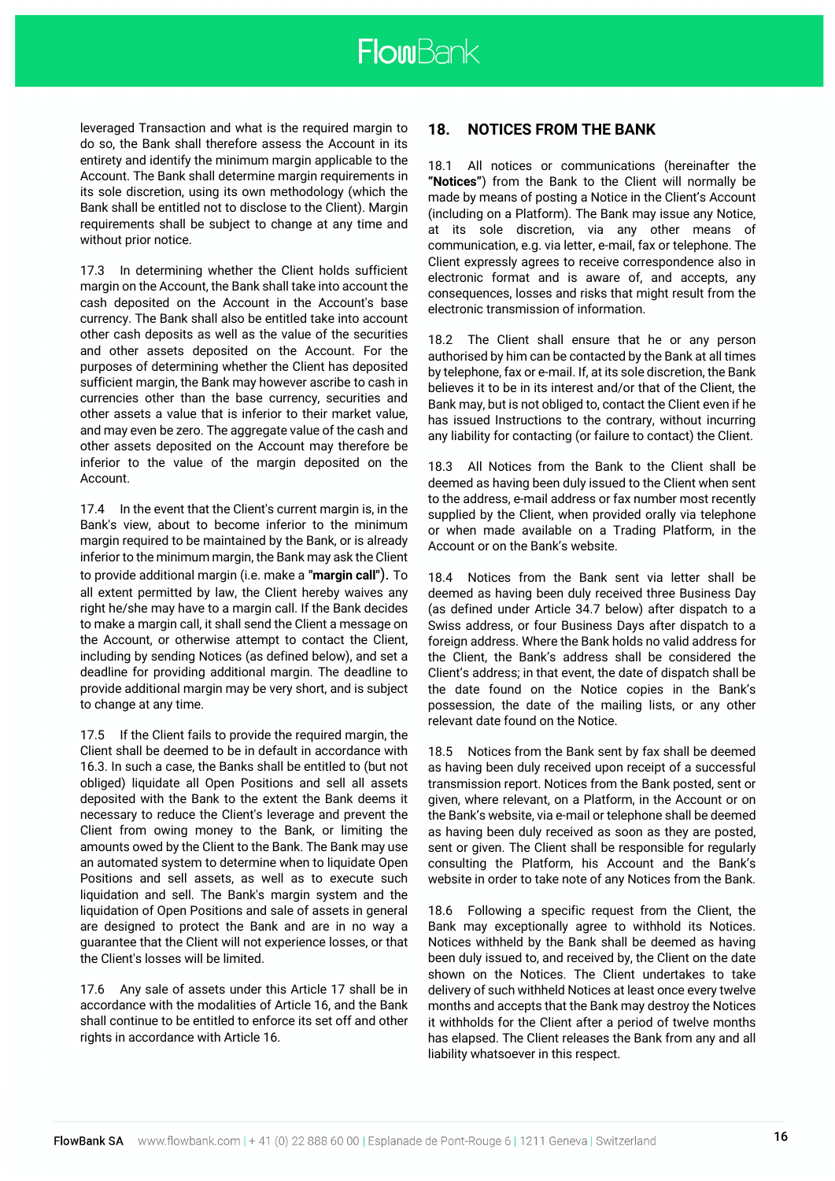leveraged Transaction and what is the required margin to do so, the Bank shall therefore assess the Account in its entirety and identify the minimum margin applicable to the Account. The Bank shall determine margin requirements in its sole discretion, using its own methodology (which the Bank shall be entitled not to disclose to the Client). Margin requirements shall be subject to change at any time and without prior notice.

17.3 In determining whether the Client holds sufficient margin on the Account, the Bank shall take into account the cash deposited on the Account in the Account's base currency. The Bank shall also be entitled take into account other cash deposits as well as the value of the securities and other assets deposited on the Account. For the purposes of determining whether the Client has deposited sufficient margin, the Bank may however ascribe to cash in currencies other than the base currency, securities and other assets a value that is inferior to their market value, and may even be zero. The aggregate value of the cash and other assets deposited on the Account may therefore be inferior to the value of the margin deposited on the Account.

17.4 In the event that the Client's current margin is, in the Bank's view, about to become inferior to the minimum margin required to be maintained by the Bank, or is already inferior to the minimum margin, the Bank may ask the Client to provide additional margin (i.e. make a **"margin call"**). To all extent permitted by law, the Client hereby waives any right he/she may have to a margin call. If the Bank decides to make a margin call, it shall send the Client a message on the Account, or otherwise attempt to contact the Client, including by sending Notices (as defined below), and set a deadline for providing additional margin. The deadline to provide additional margin may be very short, and is subject to change at any time.

17.5 If the Client fails to provide the required margin, the Client shall be deemed to be in default in accordance with 16.3. In such a case, the Banks shall be entitled to (but not obliged) liquidate all Open Positions and sell all assets deposited with the Bank to the extent the Bank deems it necessary to reduce the Client's leverage and prevent the Client from owing money to the Bank, or limiting the amounts owed by the Client to the Bank. The Bank may use an automated system to determine when to liquidate Open Positions and sell assets, as well as to execute such liquidation and sell. The Bank's margin system and the liquidation of Open Positions and sale of assets in general are designed to protect the Bank and are in no way a guarantee that the Client will not experience losses, or that the Client's losses will be limited.

17.6 Any sale of assets under this Article 17 shall be in accordance with the modalities of Article 16, and the Bank shall continue to be entitled to enforce its set off and other rights in accordance with Article 16.

## 18. NOTICES FROM THE BANK

18.1 All notices or communications (hereinafter the **"Notices"**) from the Bank to the Client will normally be made by means of posting a Notice in the Client's Account (including on a Platform). The Bank may issue any Notice, at its sole discretion, via any other means of communication, e.g. via letter, e-mail, fax or telephone. The Client expressly agrees to receive correspondence also in electronic format and is aware of, and accepts, any consequences, losses and risks that might result from the electronic transmission of information.

18.2 The Client shall ensure that he or any person authorised by him can be contacted by the Bank at all times by telephone, fax or e-mail. If, at its sole discretion, the Bank believes it to be in its interest and/or that of the Client, the Bank may, but is not obliged to, contact the Client even if he has issued Instructions to the contrary, without incurring any liability for contacting (or failure to contact) the Client.

18.3 All Notices from the Bank to the Client shall be deemed as having been duly issued to the Client when sent to the address, e-mail address or fax number most recently supplied by the Client, when provided orally via telephone or when made available on a Trading Platform, in the Account or on the Bank's website.

18.4 Notices from the Bank sent via letter shall be deemed as having been duly received three Business Day (as defined under Article 34.7 below) after dispatch to a Swiss address, or four Business Days after dispatch to a foreign address. Where the Bank holds no valid address for the Client, the Bank's address shall be considered the Client's address; in that event, the date of dispatch shall be the date found on the Notice copies in the Bank's possession, the date of the mailing lists, or any other relevant date found on the Notice.

18.5 Notices from the Bank sent by fax shall be deemed as having been duly received upon receipt of a successful transmission report. Notices from the Bank posted, sent or given, where relevant, on a Platform, in the Account or on the Bank's website, via e-mail or telephone shall be deemed as having been duly received as soon as they are posted, sent or given. The Client shall be responsible for regularly consulting the Platform, his Account and the Bank's website in order to take note of any Notices from the Bank.

18.6 Following a specific request from the Client, the Bank may exceptionally agree to withhold its Notices. Notices withheld by the Bank shall be deemed as having been duly issued to, and received by, the Client on the date shown on the Notices. The Client undertakes to take delivery of such withheld Notices at least once every twelve months and accepts that the Bank may destroy the Notices it withholds for the Client after a period of twelve months has elapsed. The Client releases the Bank from any and all liability whatsoever in this respect.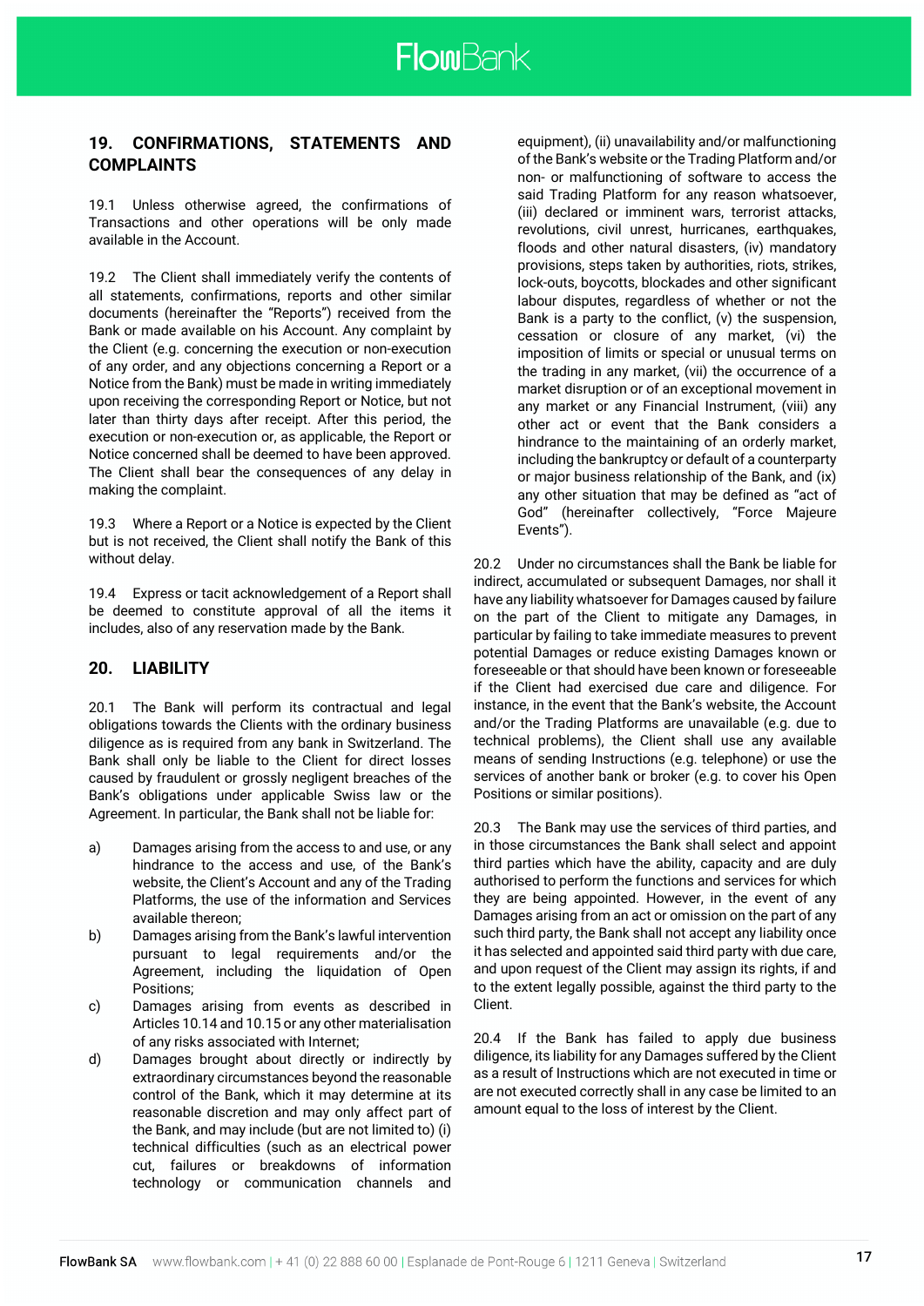## 19. CONFIRMATIONS, STATEMENTS AND COMPLAINTS

19.1 Unless otherwise agreed, the confirmations of Transactions and other operations will be only made available in the Account.

19.2 The Client shall immediately verify the contents of all statements, confirmations, reports and other similar documents (hereinafter the "Reports") received from the Bank or made available on his Account. Any complaint by the Client (e.g. concerning the execution or non-execution of any order, and any objections concerning a Report or a Notice from the Bank) must be made in writing immediately upon receiving the corresponding Report or Notice, but not later than thirty days after receipt. After this period, the execution or non-execution or, as applicable, the Report or Notice concerned shall be deemed to have been approved. The Client shall bear the consequences of any delay in making the complaint.

19.3 Where a Report or a Notice is expected by the Client but is not received, the Client shall notify the Bank of this without delay.

19.4 Express or tacit acknowledgement of a Report shall be deemed to constitute approval of all the items it includes, also of any reservation made by the Bank.

## 20. LIABILITY

20.1 The Bank will perform its contractual and legal obligations towards the Clients with the ordinary business diligence as is required from any bank in Switzerland. The Bank shall only be liable to the Client for direct losses caused by fraudulent or grossly negligent breaches of the Bank's obligations under applicable Swiss law or the Agreement. In particular, the Bank shall not be liable for:

a) Damages arising from the access to and use, or any hindrance to the access and use, of the Bank's website, the Client's Account and any of the Trading Platforms, the use of the information and Services available thereon;

b) Damages arising from the Bank's lawful intervention pursuant to legal requirements and/or the Agreement, including the liquidation of Open Positions;

c) Damages arising from events as described in Articles 10.14 and 10.15 or any other materialisation of any risks associated with Internet;

d) Damages brought about directly or indirectly by extraordinary circumstances beyond the reasonable control of the Bank, which it may determine at its reasonable discretion and may only affect part of the Bank, and may include (but are not limited to) (i) technical difficulties (such as an electrical power cut, failures or breakdowns of information technology or communication channels and equipment), (ii) unavailability and/or malfunctioning of the Bank's website or the Trading Platform and/or non- or malfunctioning of software to access the said Trading Platform for any reason whatsoever, (iii) declared or imminent wars, terrorist attacks, revolutions, civil unrest, hurricanes, earthquakes, floods and other natural disasters, (iv) mandatory provisions, steps taken by authorities, riots, strikes, lock-outs, boycotts, blockades and other significant labour disputes, regardless of whether or not the Bank is a party to the conflict, (v) the suspension, cessation or closure of any market, (vi) the imposition of limits or special or unusual terms on the trading in any market, (vii) the occurrence of a market disruption or of an exceptional movement in any market or any Financial Instrument, (viii) any other act or event that the Bank considers a hindrance to the maintaining of an orderly market, including the bankruptcy or default of a counterparty or major business relationship of the Bank, and (ix) any other situation that may be defined as "act of God" (hereinafter collectively, "Force Majeure Events").

20.2 Under no circumstances shall the Bank be liable for indirect, accumulated or subsequent Damages, nor shall it have any liability whatsoever for Damages caused by failure on the part of the Client to mitigate any Damages, in particular by failing to take immediate measures to prevent potential Damages or reduce existing Damages known or foreseeable or that should have been known or foreseeable if the Client had exercised due care and diligence. For instance, in the event that the Bank's website, the Account and/or the Trading Platforms are unavailable (e.g. due to technical problems), the Client shall use any available means of sending Instructions (e.g. telephone) or use the services of another bank or broker (e.g. to cover his Open Positions or similar positions).

20.3 The Bank may use the services of third parties, and in those circumstances the Bank shall select and appoint third parties which have the ability, capacity and are duly authorised to perform the functions and services for which they are being appointed. However, in the event of any Damages arising from an act or omission on the part of any such third party, the Bank shall not accept any liability once it has selected and appointed said third party with due care, and upon request of the Client may assign its rights, if and to the extent legally possible, against the third party to the Client.

20.4 If the Bank has failed to apply due business diligence, its liability for any Damages suffered by the Client as a result of Instructions which are not executed in time or are not executed correctly shall in any case be limited to an amount equal to the loss of interest by the Client.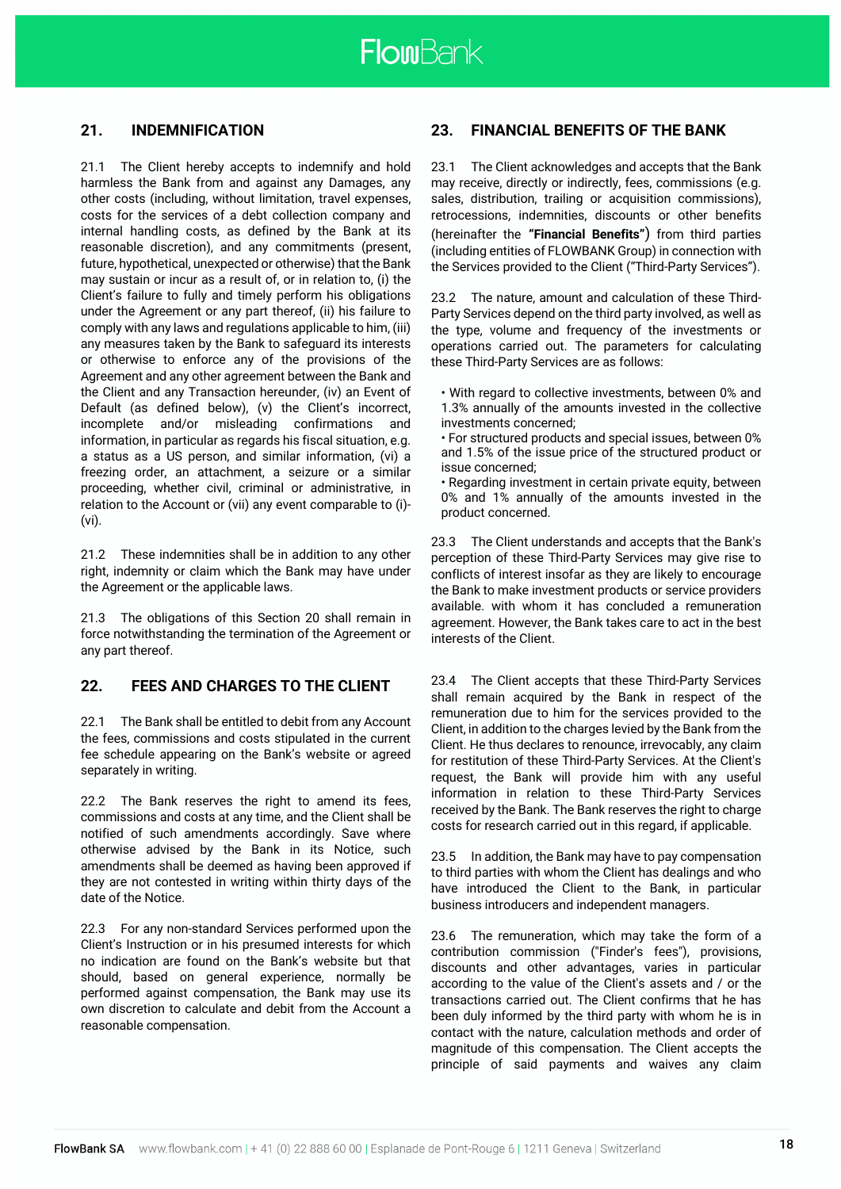## 21. INDEMNIFICATION

21.1 The Client hereby accepts to indemnify and hold harmless the Bank from and against any Damages, any other costs (including, without limitation, travel expenses, costs for the services of a debt collection company and internal handling costs, as defined by the Bank at its reasonable discretion), and any commitments (present, future, hypothetical, unexpected or otherwise) that the Bank may sustain or incur as a result of, or in relation to, (i) the Client's failure to fully and timely perform his obligations under the Agreement or any part thereof, (ii) his failure to comply with any laws and regulations applicable to him, (iii) any measures taken by the Bank to safeguard its interests or otherwise to enforce any of the provisions of the Agreement and any other agreement between the Bank and the Client and any Transaction hereunder, (iv) an Event of Default (as defined below), (v) the Client's incorrect, incomplete and/or misleading confirmations and information, in particular as regards his fiscal situation, e.g. a status as a US person, and similar information, (vi) a freezing order, an attachment, a seizure or a similar proceeding, whether civil, criminal or administrative, in relation to the Account or (vii) any event comparable to (i)-(vi).

21.2 These indemnities shall be in addition to any other right, indemnity or claim which the Bank may have under the Agreement or the applicable laws.

21.3 The obligations of this Section 20 shall remain in force notwithstanding the termination of the Agreement or any part thereof.

## 22. FEES AND CHARGES TO THE CLIENT

22.1 The Bank shall be entitled to debit from any Account the fees, commissions and costs stipulated in the current fee schedule appearing on the Bank's website or agreed separately in writing.

22.2 The Bank reserves the right to amend its fees, commissions and costs at any time, and the Client shall be notified of such amendments accordingly. Save where otherwise advised by the Bank in its Notice, such amendments shall be deemed as having been approved if they are not contested in writing within thirty days of the date of the Notice.

22.3 For any non-standard Services performed upon the Client's Instruction or in his presumed interests for which no indication are found on the Bank's website but that should, based on general experience, normally be performed against compensation, the Bank may use its own discretion to calculate and debit from the Account a reasonable compensation.

## 23. FINANCIAL BENEFITS OF THE BANK

23.1 The Client acknowledges and accepts that the Bank may receive, directly or indirectly, fees, commissions (e.g. sales, distribution, trailing or acquisition commissions), retrocessions, indemnities, discounts or other benefits (hereinafter the **"Financial Benefits"**) from third parties (including entities of FLOWBANK Group) in connection with the Services provided to the Client ("Third-Party Services").

23.2 The nature, amount and calculation of these Third-Party Services depend on the third party involved, as well as the type, volume and frequency of the investments or operations carried out. The parameters for calculating these Third-Party Services are as follows:

- With regard to collective investments, between 0% and 1.3% annually of the amounts invested in the collective investments concerned;
- For structured products and special issues, between 0% and 1.5% of the issue price of the structured product or issue concerned;
- Regarding investment in certain private equity, between 0% and 1% annually of the amounts invested in the product concerned.

23.3 The Client understands and accepts that the Bank's perception of these Third-Party Services may give rise to conflicts of interest insofar as they are likely to encourage the Bank to make investment products or service providers available. with whom it has concluded a remuneration agreement. However, the Bank takes care to act in the best interests of the Client.

23.4 The Client accepts that these Third-Party Services shall remain acquired by the Bank in respect of the remuneration due to him for the services provided to the Client, in addition to the charges levied by the Bank from the Client. He thus declares to renounce, irrevocably, any claim for restitution of these Third-Party Services. At the Client's request, the Bank will provide him with any useful information in relation to these Third-Party Services received by the Bank. The Bank reserves the right to charge costs for research carried out in this regard, if applicable.

23.5 In addition, the Bank may have to pay compensation to third parties with whom the Client has dealings and who have introduced the Client to the Bank, in particular business introducers and independent managers.

23.6 The remuneration, which may take the form of a contribution commission ("Finder's fees"), provisions, discounts and other advantages, varies in particular according to the value of the Client's assets and / or the transactions carried out. The Client confirms that he has been duly informed by the third party with whom he is in contact with the nature, calculation methods and order of magnitude of this compensation. The Client accepts the principle of said payments and waives any claim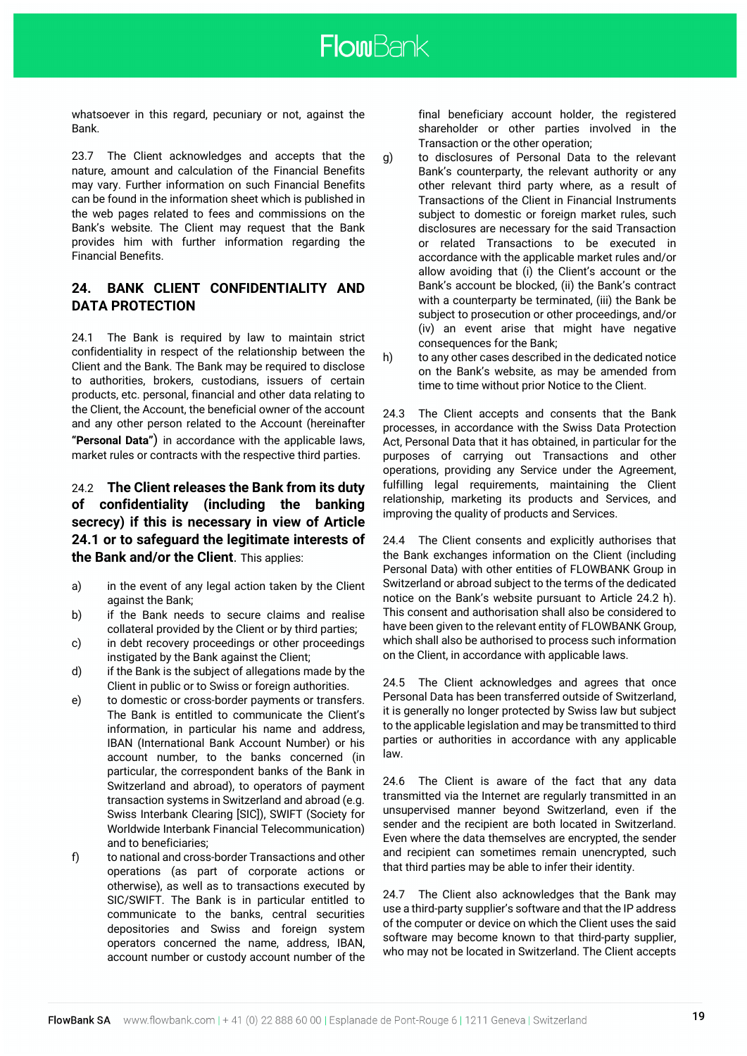whatsoever in this regard, pecuniary or not, against the Bank.

23.7 The Client acknowledges and accepts that the nature, amount and calculation of the Financial Benefits may vary. Further information on such Financial Benefits can be found in the information sheet which is published in the web pages related to fees and commissions on the Bank's website. The Client may request that the Bank provides him with further information regarding the Financial Benefits.

## 24. BANK CLIENT CONFIDENTIALITY AND DATA PROTECTION

24.1 The Bank is required by law to maintain strict confidentiality in respect of the relationship between the Client and the Bank. The Bank may be required to disclose to authorities, brokers, custodians, issuers of certain products, etc. personal, financial and other data relating to the Client, the Account, the beneficial owner of the account and any other person related to the Account (hereinafter **"Personal Data"**) in accordance with the applicable laws, market rules or contracts with the respective third parties.

24.2 **The Client releases the Bank from its duty of confidentiality (including the banking secrecy) if this is necessary in view of Article 24.1 or to safeguard the legitimate interests of the Bank and/or the Client**. This applies:

a) in the event of any legal action taken by the Client against the Bank;
b) if the Bank needs to secure claims and realise collateral provided by the Client or by third parties;
c) in debt recovery proceedings or other proceedings instigated by the Bank against the Client;
d) if the Bank is the subject of allegations made by the Client in public or to Swiss or foreign authorities.
e) to domestic or cross-border payments or transfers. The Bank is entitled to communicate the Client's information, in particular his name and address, IBAN (International Bank Account Number) or his account number, to the banks concerned (in particular, the correspondent banks of the Bank in Switzerland and abroad), to operators of payment transaction systems in Switzerland and abroad (e.g. Swiss Interbank Clearing [SIC]), SWIFT (Society for Worldwide Interbank Financial Telecommunication) and to beneficiaries;
f) to national and cross-border Transactions and other operations (as part of corporate actions or otherwise), as well as to transactions executed by SIC/SWIFT. The Bank is in particular entitled to communicate to the banks, central securities depositories and Swiss and foreign system operators concerned the name, address, IBAN, account number or custody account number of the final beneficiary account holder, the registered shareholder or other parties involved in the Transaction or the other operation;
g) to disclosures of Personal Data to the relevant Bank's counterparty, the relevant authority or any other relevant third party where, as a result of Transactions of the Client in Financial Instruments subject to domestic or foreign market rules, such disclosures are necessary for the said Transaction or related Transactions to be executed in accordance with the applicable market rules and/or allow avoiding that (i) the Client's account or the Bank's account be blocked, (ii) the Bank's contract with a counterparty be terminated, (iii) the Bank be subject to prosecution or other proceedings, and/or (iv) an event arise that might have negative consequences for the Bank;
h) to any other cases described in the dedicated notice on the Bank's website, as may be amended from time to time without prior Notice to the Client.

24.3 The Client accepts and consents that the Bank processes, in accordance with the Swiss Data Protection Act, Personal Data that it has obtained, in particular for the purposes of carrying out Transactions and other operations, providing any Service under the Agreement, fulfilling legal requirements, maintaining the Client relationship, marketing its products and Services, and improving the quality of products and Services.

24.4 The Client consents and explicitly authorises that the Bank exchanges information on the Client (including Personal Data) with other entities of FLOWBANK Group in Switzerland or abroad subject to the terms of the dedicated notice on the Bank's website pursuant to Article 24.2 h). This consent and authorisation shall also be considered to have been given to the relevant entity of FLOWBANK Group, which shall also be authorised to process such information on the Client, in accordance with applicable laws.

24.5 The Client acknowledges and agrees that once Personal Data has been transferred outside of Switzerland, it is generally no longer protected by Swiss law but subject to the applicable legislation and may be transmitted to third parties or authorities in accordance with any applicable law.

24.6 The Client is aware of the fact that any data transmitted via the Internet are regularly transmitted in an unsupervised manner beyond Switzerland, even if the sender and the recipient are both located in Switzerland. Even where the data themselves are encrypted, the sender and recipient can sometimes remain unencrypted, such that third parties may be able to infer their identity.

24.7 The Client also acknowledges that the Bank may use a third-party supplier's software and that the IP address of the computer or device on which the Client uses the said software may become known to that third-party supplier, who may not be located in Switzerland. The Client accepts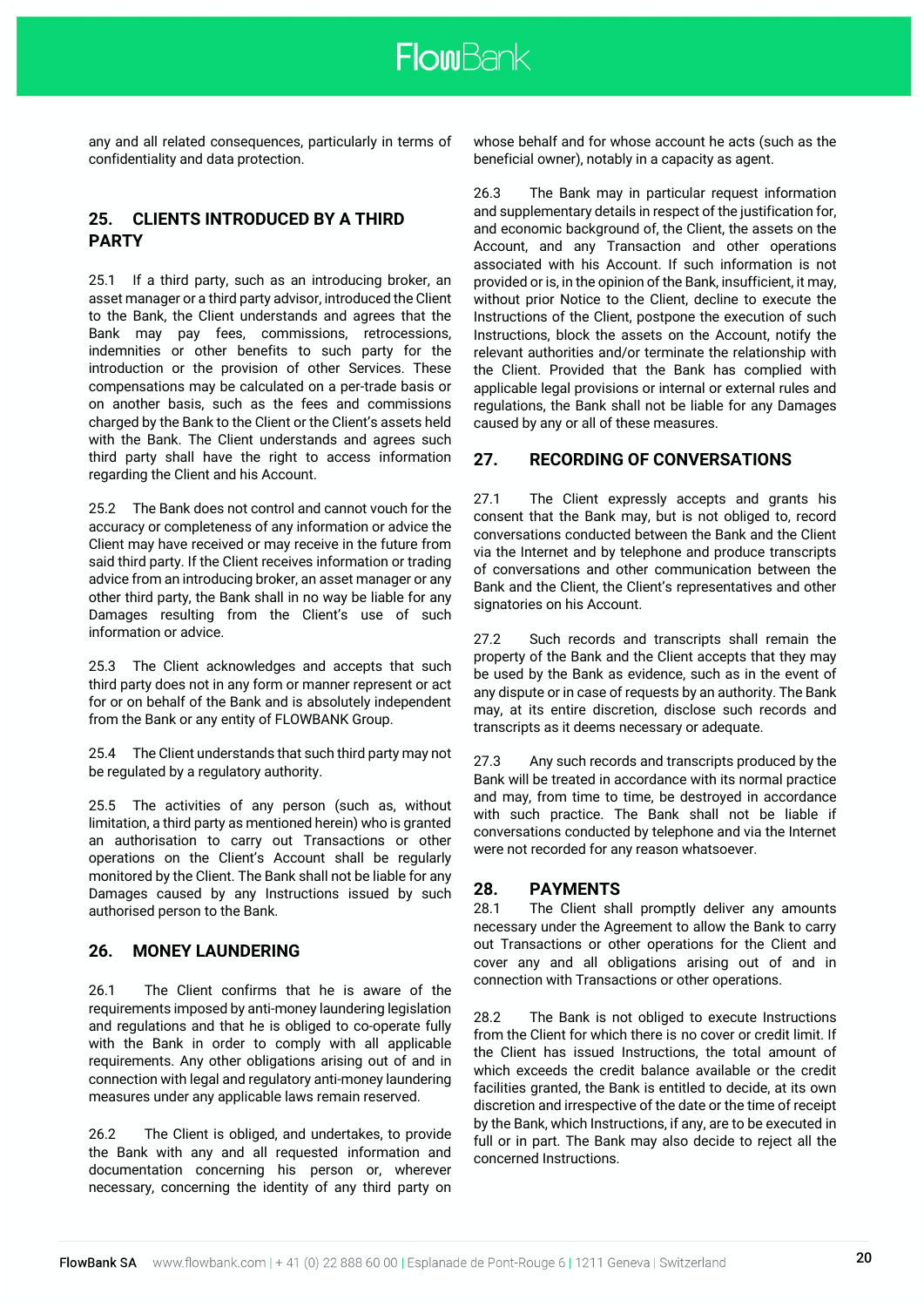any and all related consequences, particularly in terms of confidentiality and data protection.

## 25. CLIENTS INTRODUCED BY A THIRD PARTY

25.1 If a third party, such as an introducing broker, an asset manager or a third party advisor, introduced the Client to the Bank, the Client understands and agrees that the Bank may pay fees, commissions, retrocessions, indemnities or other benefits to such party for the introduction or the provision of other Services. These compensations may be calculated on a per-trade basis or on another basis, such as the fees and commissions charged by the Bank to the Client or the Client's assets held with the Bank. The Client understands and agrees such third party shall have the right to access information regarding the Client and his Account.

25.2 The Bank does not control and cannot vouch for the accuracy or completeness of any information or advice the Client may have received or may receive in the future from said third party. If the Client receives information or trading advice from an introducing broker, an asset manager or any other third party, the Bank shall in no way be liable for any Damages resulting from the Client's use of such information or advice.

25.3 The Client acknowledges and accepts that such third party does not in any form or manner represent or act for or on behalf of the Bank and is absolutely independent from the Bank or any entity of FLOWBANK Group.

25.4 The Client understands that such third party may not be regulated by a regulatory authority.

25.5 The activities of any person (such as, without limitation, a third party as mentioned herein) who is granted an authorisation to carry out Transactions or other operations on the Client's Account shall be regularly monitored by the Client. The Bank shall not be liable for any Damages caused by any Instructions issued by such authorised person to the Bank.

## 26. MONEY LAUNDERING

26.1 The Client confirms that he is aware of the requirements imposed by anti-money laundering legislation and regulations and that he is obliged to co-operate fully with the Bank in order to comply with all applicable requirements. Any other obligations arising out of and in connection with legal and regulatory anti-money laundering measures under any applicable laws remain reserved.

26.2 The Client is obliged, and undertakes, to provide the Bank with any and all requested information and documentation concerning his person or, wherever necessary, concerning the identity of any third party on whose behalf and for whose account he acts (such as the beneficial owner), notably in a capacity as agent.

26.3 The Bank may in particular request information and supplementary details in respect of the justification for, and economic background of, the Client, the assets on the Account, and any Transaction and other operations associated with his Account. If such information is not provided or is, in the opinion of the Bank, insufficient, it may, without prior Notice to the Client, decline to execute the Instructions of the Client, postpone the execution of such Instructions, block the assets on the Account, notify the relevant authorities and/or terminate the relationship with the Client. Provided that the Bank has complied with applicable legal provisions or internal or external rules and regulations, the Bank shall not be liable for any Damages caused by any or all of these measures.

## 27. RECORDING OF CONVERSATIONS

27.1 The Client expressly accepts and grants his consent that the Bank may, but is not obliged to, record conversations conducted between the Bank and the Client via the Internet and by telephone and produce transcripts of conversations and other communication between the Bank and the Client, the Client's representatives and other signatories on his Account.

27.2 Such records and transcripts shall remain the property of the Bank and the Client accepts that they may be used by the Bank as evidence, such as in the event of any dispute or in case of requests by an authority. The Bank may, at its entire discretion, disclose such records and transcripts as it deems necessary or adequate.

27.3 Any such records and transcripts produced by the Bank will be treated in accordance with its normal practice and may, from time to time, be destroyed in accordance with such practice. The Bank shall not be liable if conversations conducted by telephone and via the Internet were not recorded for any reason whatsoever.

## 28. PAYMENTS

28.1 The Client shall promptly deliver any amounts necessary under the Agreement to allow the Bank to carry out Transactions or other operations for the Client and cover any and all obligations arising out of and in connection with Transactions or other operations.

28.2 The Bank is not obliged to execute Instructions from the Client for which there is no cover or credit limit. If the Client has issued Instructions, the total amount of which exceeds the credit balance available or the credit facilities granted, the Bank is entitled to decide, at its own discretion and irrespective of the date or the time of receipt by the Bank, which Instructions, if any, are to be executed in full or in part. The Bank may also decide to reject all the concerned Instructions.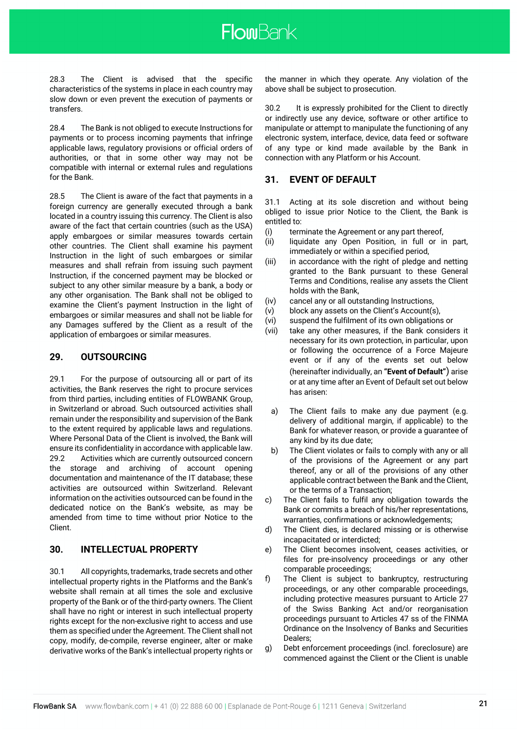28.3 The Client is advised that the specific characteristics of the systems in place in each country may slow down or even prevent the execution of payments or transfers.

28.4 The Bank is not obliged to execute Instructions for payments or to process incoming payments that infringe applicable laws, regulatory provisions or official orders of authorities, or that in some other way may not be compatible with internal or external rules and regulations for the Bank.

28.5 The Client is aware of the fact that payments in a foreign currency are generally executed through a bank located in a country issuing this currency. The Client is also aware of the fact that certain countries (such as the USA) apply embargoes or similar measures towards certain other countries. The Client shall examine his payment Instruction in the light of such embargoes or similar measures and shall refrain from issuing such payment Instruction, if the concerned payment may be blocked or subject to any other similar measure by a bank, a body or any other organisation. The Bank shall not be obliged to examine the Client's payment Instruction in the light of embargoes or similar measures and shall not be liable for any Damages suffered by the Client as a result of the application of embargoes or similar measures.

## 29. OUTSOURCING

29.1 For the purpose of outsourcing all or part of its activities, the Bank reserves the right to procure services from third parties, including entities of FLOWBANK Group, in Switzerland or abroad. Such outsourced activities shall remain under the responsibility and supervision of the Bank to the extent required by applicable laws and regulations. Where Personal Data of the Client is involved, the Bank will ensure its confidentiality in accordance with applicable law.

29.2 Activities which are currently outsourced concern the storage and archiving of account opening documentation and maintenance of the IT database; these activities are outsourced within Switzerland. Relevant information on the activities outsourced can be found in the dedicated notice on the Bank's website, as may be amended from time to time without prior Notice to the Client.

## 30. INTELLECTUAL PROPERTY

30.1 All copyrights, trademarks, trade secrets and other intellectual property rights in the Platforms and the Bank's website shall remain at all times the sole and exclusive property of the Bank or of the third-party owners. The Client shall have no right or interest in such intellectual property rights except for the non-exclusive right to access and use them as specified under the Agreement. The Client shall not copy, modify, de-compile, reverse engineer, alter or make derivative works of the Bank's intellectual property rights or the manner in which they operate. Any violation of the above shall be subject to prosecution.

30.2 It is expressly prohibited for the Client to directly or indirectly use any device, software or other artifice to manipulate or attempt to manipulate the functioning of any electronic system, interface, device, data feed or software of any type or kind made available by the Bank in connection with any Platform or his Account.

## 31. EVENT OF DEFAULT

31.1 Acting at its sole discretion and without being obliged to issue prior Notice to the Client, the Bank is entitled to:

(i) terminate the Agreement or any part thereof,
(ii) liquidate any Open Position, in full or in part, immediately or within a specified period,
(iii) in accordance with the right of pledge and netting granted to the Bank pursuant to these General Terms and Conditions, realise any assets the Client holds with the Bank,
(iv) cancel any or all outstanding Instructions,
(v) block any assets on the Client's Account(s),
(vi) suspend the fulfilment of its own obligations or
(vii) take any other measures, if the Bank considers it necessary for its own protection, in particular, upon or following the occurrence of a Force Majeure event or if any of the events set out below (hereinafter individually, an **"Event of Default"**) arise or at any time after an Event of Default set out below has arisen:

a) The Client fails to make any due payment (e.g. delivery of additional margin, if applicable) to the Bank for whatever reason, or provide a guarantee of any kind by its due date;
b) The Client violates or fails to comply with any or all of the provisions of the Agreement or any part thereof, any or all of the provisions of any other applicable contract between the Bank and the Client, or the terms of a Transaction;
c) The Client fails to fulfil any obligation towards the Bank or commits a breach of his/her representations, warranties, confirmations or acknowledgements;
d) The Client dies, is declared missing or is otherwise incapacitated or interdicted;
e) The Client becomes insolvent, ceases activities, or files for pre-insolvency proceedings or any other comparable proceedings;
f) The Client is subject to bankruptcy, restructuring proceedings, or any other comparable proceedings, including protective measures pursuant to Article 27 of the Swiss Banking Act and/or reorganisation proceedings pursuant to Articles 47 ss of the FINMA Ordinance on the Insolvency of Banks and Securities Dealers;
g) Debt enforcement proceedings (incl. foreclosure) are commenced against the Client or the Client is unable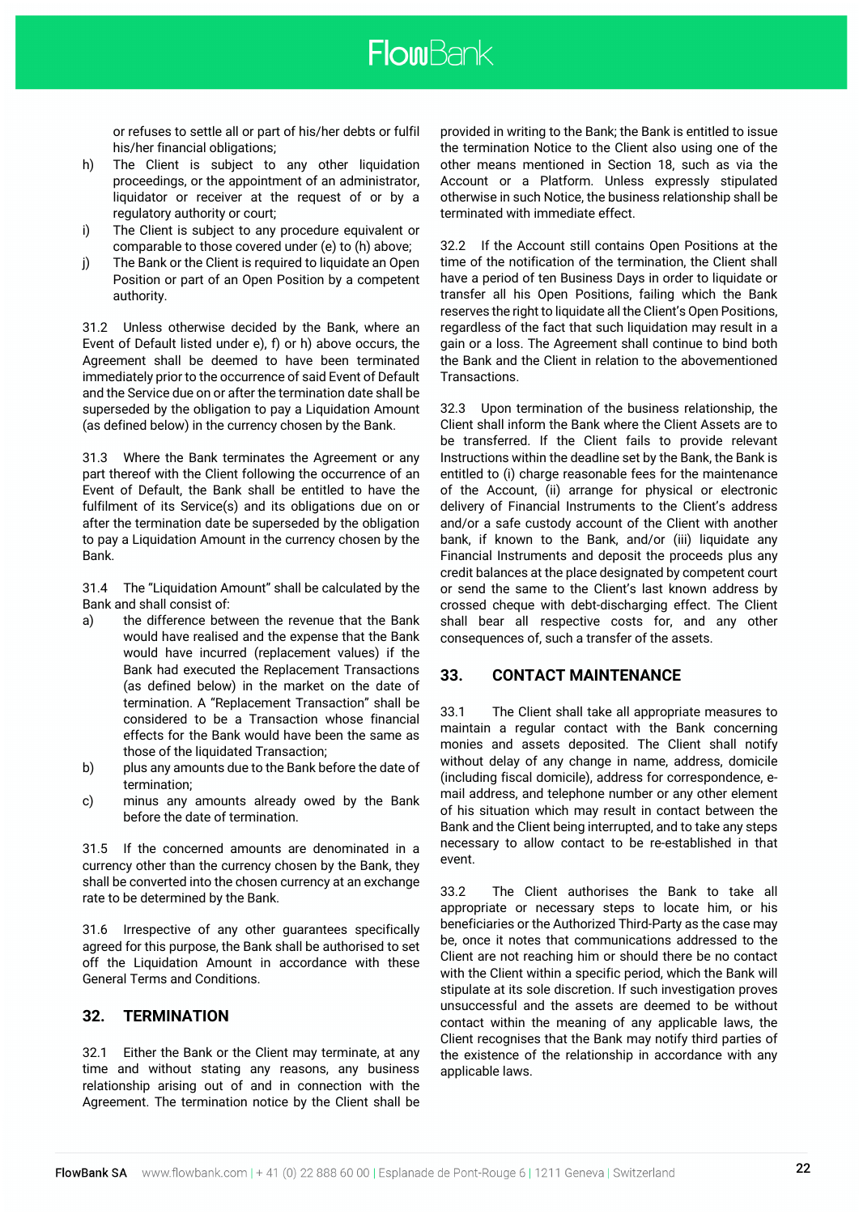or refuses to settle all or part of his/her debts or fulfil his/her financial obligations;

h) The Client is subject to any other liquidation proceedings, or the appointment of an administrator, liquidator or receiver at the request of or by a regulatory authority or court;

i) The Client is subject to any procedure equivalent or comparable to those covered under (e) to (h) above;

j) The Bank or the Client is required to liquidate an Open Position or part of an Open Position by a competent authority.

31.2 Unless otherwise decided by the Bank, where an Event of Default listed under e), f) or h) above occurs, the Agreement shall be deemed to have been terminated immediately prior to the occurrence of said Event of Default and the Service due on or after the termination date shall be superseded by the obligation to pay a Liquidation Amount (as defined below) in the currency chosen by the Bank.

31.3 Where the Bank terminates the Agreement or any part thereof with the Client following the occurrence of an Event of Default, the Bank shall be entitled to have the fulfilment of its Service(s) and its obligations due on or after the termination date be superseded by the obligation to pay a Liquidation Amount in the currency chosen by the Bank.

31.4 The "Liquidation Amount" shall be calculated by the Bank and shall consist of:

a) the difference between the revenue that the Bank would have realised and the expense that the Bank would have incurred (replacement values) if the Bank had executed the Replacement Transactions (as defined below) in the market on the date of termination. A "Replacement Transaction" shall be considered to be a Transaction whose financial effects for the Bank would have been the same as those of the liquidated Transaction;

b) plus any amounts due to the Bank before the date of termination;

c) minus any amounts already owed by the Bank before the date of termination.

31.5 If the concerned amounts are denominated in a currency other than the currency chosen by the Bank, they shall be converted into the chosen currency at an exchange rate to be determined by the Bank.

31.6 Irrespective of any other guarantees specifically agreed for this purpose, the Bank shall be authorised to set off the Liquidation Amount in accordance with these General Terms and Conditions.

## 32. TERMINATION

32.1 Either the Bank or the Client may terminate, at any time and without stating any reasons, any business relationship arising out of and in connection with the Agreement. The termination notice by the Client shall be provided in writing to the Bank; the Bank is entitled to issue the termination Notice to the Client also using one of the other means mentioned in Section 18, such as via the Account or a Platform. Unless expressly stipulated otherwise in such Notice, the business relationship shall be terminated with immediate effect.

32.2 If the Account still contains Open Positions at the time of the notification of the termination, the Client shall have a period of ten Business Days in order to liquidate or transfer all his Open Positions, failing which the Bank reserves the right to liquidate all the Client's Open Positions, regardless of the fact that such liquidation may result in a gain or a loss. The Agreement shall continue to bind both the Bank and the Client in relation to the abovementioned Transactions.

32.3 Upon termination of the business relationship, the Client shall inform the Bank where the Client Assets are to be transferred. If the Client fails to provide relevant Instructions within the deadline set by the Bank, the Bank is entitled to (i) charge reasonable fees for the maintenance of the Account, (ii) arrange for physical or electronic delivery of Financial Instruments to the Client's address and/or a safe custody account of the Client with another bank, if known to the Bank, and/or (iii) liquidate any Financial Instruments and deposit the proceeds plus any credit balances at the place designated by competent court or send the same to the Client's last known address by crossed cheque with debt-discharging effect. The Client shall bear all respective costs for, and any other consequences of, such a transfer of the assets.

## 33. CONTACT MAINTENANCE

33.1 The Client shall take all appropriate measures to maintain a regular contact with the Bank concerning monies and assets deposited. The Client shall notify without delay of any change in name, address, domicile (including fiscal domicile), address for correspondence, e-mail address, and telephone number or any other element of his situation which may result in contact between the Bank and the Client being interrupted, and to take any steps necessary to allow contact to be re-established in that event.

33.2 The Client authorises the Bank to take all appropriate or necessary steps to locate him, or his beneficiaries or the Authorized Third-Party as the case may be, once it notes that communications addressed to the Client are not reaching him or should there be no contact with the Client within a specific period, which the Bank will stipulate at its sole discretion. If such investigation proves unsuccessful and the assets are deemed to be without contact within the meaning of any applicable laws, the Client recognises that the Bank may notify third parties of the existence of the relationship in accordance with any applicable laws.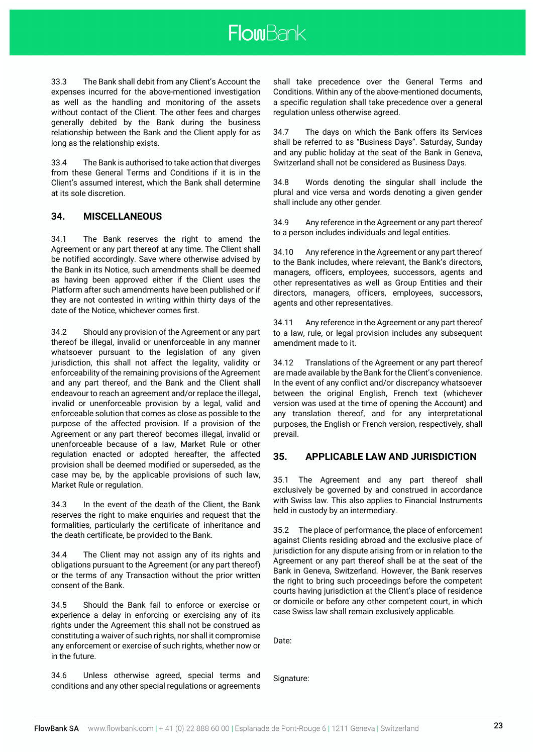33.3 The Bank shall debit from any Client's Account the expenses incurred for the above-mentioned investigation as well as the handling and monitoring of the assets without contact of the Client. The other fees and charges generally debited by the Bank during the business relationship between the Bank and the Client apply for as long as the relationship exists.

33.4 The Bank is authorised to take action that diverges from these General Terms and Conditions if it is in the Client's assumed interest, which the Bank shall determine at its sole discretion.

## 34. MISCELLANEOUS

34.1 The Bank reserves the right to amend the Agreement or any part thereof at any time. The Client shall be notified accordingly. Save where otherwise advised by the Bank in its Notice, such amendments shall be deemed as having been approved either if the Client uses the Platform after such amendments have been published or if they are not contested in writing within thirty days of the date of the Notice, whichever comes first.

34.2 Should any provision of the Agreement or any part thereof be illegal, invalid or unenforceable in any manner whatsoever pursuant to the legislation of any given jurisdiction, this shall not affect the legality, validity or enforceability of the remaining provisions of the Agreement and any part thereof, and the Bank and the Client shall endeavour to reach an agreement and/or replace the illegal, invalid or unenforceable provision by a legal, valid and enforceable solution that comes as close as possible to the purpose of the affected provision. If a provision of the Agreement or any part thereof becomes illegal, invalid or unenforceable because of a law, Market Rule or other regulation enacted or adopted hereafter, the affected provision shall be deemed modified or superseded, as the case may be, by the applicable provisions of such law, Market Rule or regulation.

34.3 In the event of the death of the Client, the Bank reserves the right to make enquiries and request that the formalities, particularly the certificate of inheritance and the death certificate, be provided to the Bank.

34.4 The Client may not assign any of its rights and obligations pursuant to the Agreement (or any part thereof) or the terms of any Transaction without the prior written consent of the Bank.

34.5 Should the Bank fail to enforce or exercise or experience a delay in enforcing or exercising any of its rights under the Agreement this shall not be construed as constituting a waiver of such rights, nor shall it compromise any enforcement or exercise of such rights, whether now or in the future.

34.6 Unless otherwise agreed, special terms and conditions and any other special regulations or agreements shall take precedence over the General Terms and Conditions. Within any of the above-mentioned documents, a specific regulation shall take precedence over a general regulation unless otherwise agreed.

34.7 The days on which the Bank offers its Services shall be referred to as "Business Days". Saturday, Sunday and any public holiday at the seat of the Bank in Geneva, Switzerland shall not be considered as Business Days.

34.8 Words denoting the singular shall include the plural and vice versa and words denoting a given gender shall include any other gender.

34.9 Any reference in the Agreement or any part thereof to a person includes individuals and legal entities.

34.10 Any reference in the Agreement or any part thereof to the Bank includes, where relevant, the Bank's directors, managers, officers, employees, successors, agents and other representatives as well as Group Entities and their directors, managers, officers, employees, successors, agents and other representatives.

34.11 Any reference in the Agreement or any part thereof to a law, rule, or legal provision includes any subsequent amendment made to it.

34.12 Translations of the Agreement or any part thereof are made available by the Bank for the Client's convenience. In the event of any conflict and/or discrepancy whatsoever between the original English, French text (whichever version was used at the time of opening the Account) and any translation thereof, and for any interpretational purposes, the English or French version, respectively, shall prevail.

## 35. APPLICABLE LAW AND JURISDICTION

35.1 The Agreement and any part thereof shall exclusively be governed by and construed in accordance with Swiss law. This also applies to Financial Instruments held in custody by an intermediary.

35.2 The place of performance, the place of enforcement against Clients residing abroad and the exclusive place of jurisdiction for any dispute arising from or in relation to the Agreement or any part thereof shall be at the seat of the Bank in Geneva, Switzerland. However, the Bank reserves the right to bring such proceedings before the competent courts having jurisdiction at the Client's place of residence or domicile or before any other competent court, in which case Swiss law shall remain exclusively applicable.

Date:

Signature: